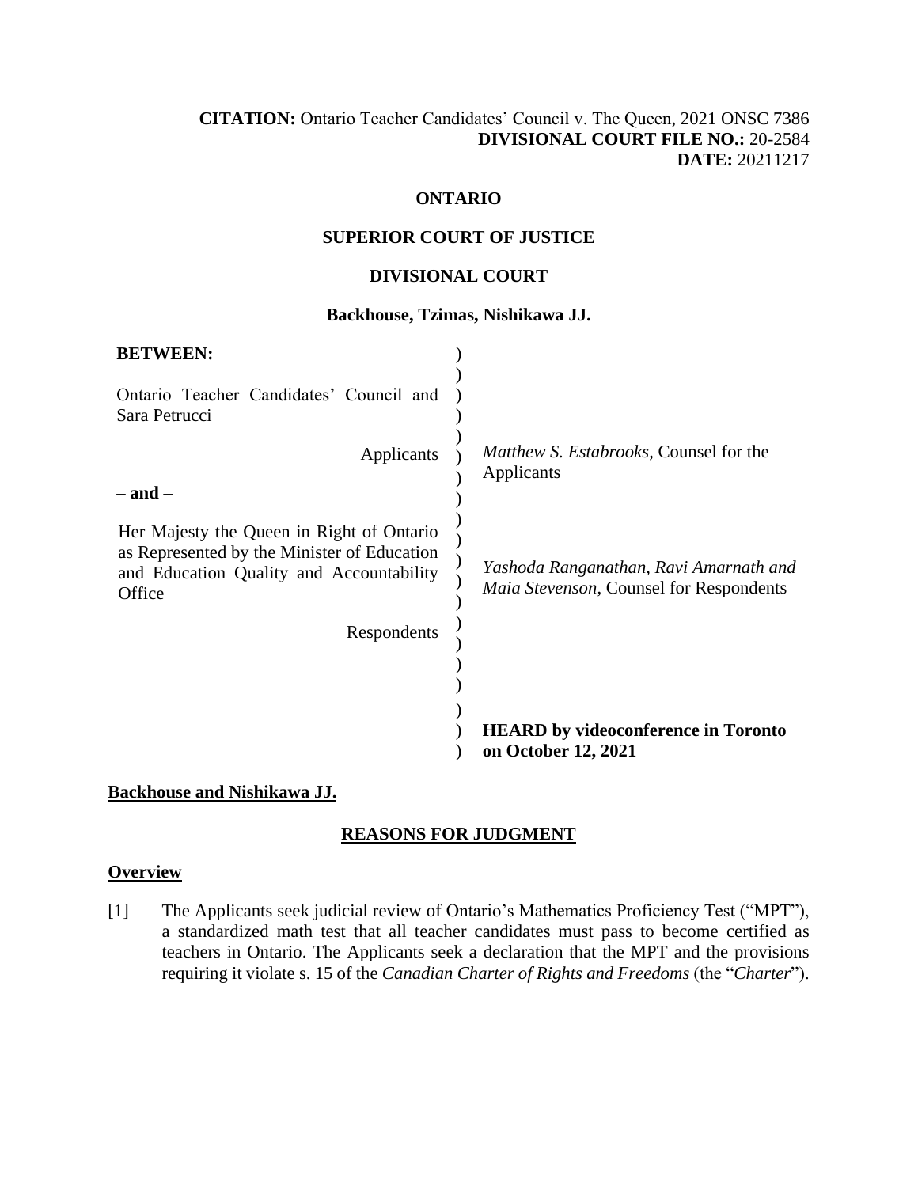**CITATION:** Ontario Teacher Candidates' Council v. The Queen, 2021 ONSC 7386
**DIVISIONAL COURT FILE NO.:** 20-2584
**DATE:** 20211217

**ONTARIO**

**SUPERIOR COURT OF JUSTICE**

**DIVISIONAL COURT**

**Backhouse, Tzimas, Nishikawa JJ.**

| | |
|---|---|
| **BETWEEN:** | |
| Ontario Teacher Candidates' Council and Sara Petrucci | |
| Applicants | *Matthew S. Estabrooks*, Counsel for the Applicants |
| **– and –** | |
| Her Majesty the Queen in Right of Ontario as Represented by the Minister of Education and Education Quality and Accountability Office | *Yashoda Ranganathan, Ravi Amarnath and Maia Stevenson*, Counsel for Respondents |
| Respondents | |
| | **HEARD by videoconference in Toronto on October 12, 2021** |

**Backhouse and Nishikawa JJ.**

## REASONS FOR JUDGMENT

### Overview

[1] The Applicants seek judicial review of Ontario's Mathematics Proficiency Test ("MPT"), a standardized math test that all teacher candidates must pass to become certified as teachers in Ontario. The Applicants seek a declaration that the MPT and the provisions requiring it violate s. 15 of the *Canadian Charter of Rights and Freedoms* (the "*Charter*").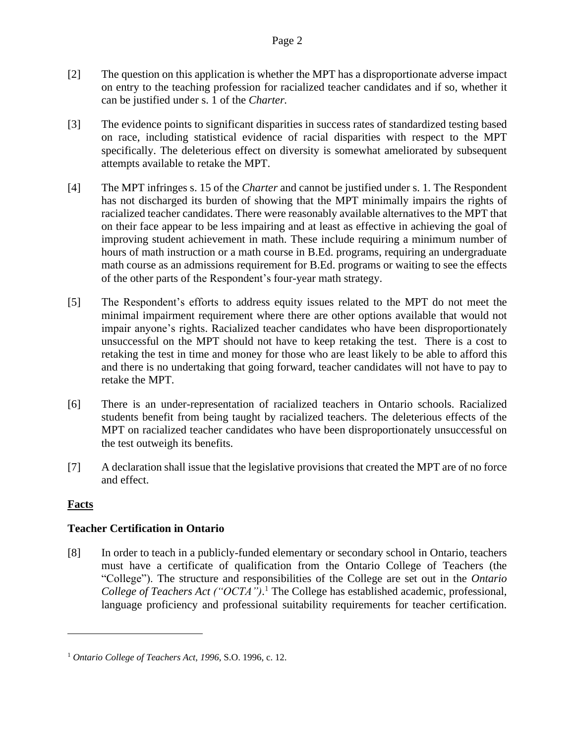[2] The question on this application is whether the MPT has a disproportionate adverse impact on entry to the teaching profession for racialized teacher candidates and if so, whether it can be justified under s. 1 of the *Charter.*

[3] The evidence points to significant disparities in success rates of standardized testing based on race, including statistical evidence of racial disparities with respect to the MPT specifically. The deleterious effect on diversity is somewhat ameliorated by subsequent attempts available to retake the MPT.

[4] The MPT infringes s. 15 of the *Charter* and cannot be justified under s. 1. The Respondent has not discharged its burden of showing that the MPT minimally impairs the rights of racialized teacher candidates. There were reasonably available alternatives to the MPT that on their face appear to be less impairing and at least as effective in achieving the goal of improving student achievement in math. These include requiring a minimum number of hours of math instruction or a math course in B.Ed. programs, requiring an undergraduate math course as an admissions requirement for B.Ed. programs or waiting to see the effects of the other parts of the Respondent's four-year math strategy.

[5] The Respondent's efforts to address equity issues related to the MPT do not meet the minimal impairment requirement where there are other options available that would not impair anyone's rights. Racialized teacher candidates who have been disproportionately unsuccessful on the MPT should not have to keep retaking the test. There is a cost to retaking the test in time and money for those who are least likely to be able to afford this and there is no undertaking that going forward, teacher candidates will not have to pay to retake the MPT.

[6] There is an under-representation of racialized teachers in Ontario schools. Racialized students benefit from being taught by racialized teachers. The deleterious effects of the MPT on racialized teacher candidates who have been disproportionately unsuccessful on the test outweigh its benefits.

[7] A declaration shall issue that the legislative provisions that created the MPT are of no force and effect.

## Facts

### Teacher Certification in Ontario

[8] In order to teach in a publicly-funded elementary or secondary school in Ontario, teachers must have a certificate of qualification from the Ontario College of Teachers (the "College"). The structure and responsibilities of the College are set out in the *Ontario College of Teachers Act ("OCTA")*.[1] The College has established academic, professional, language proficiency and professional suitability requirements for teacher certification.

[1] *Ontario College of Teachers Act, 1996,* S.O. 1996, c. 12.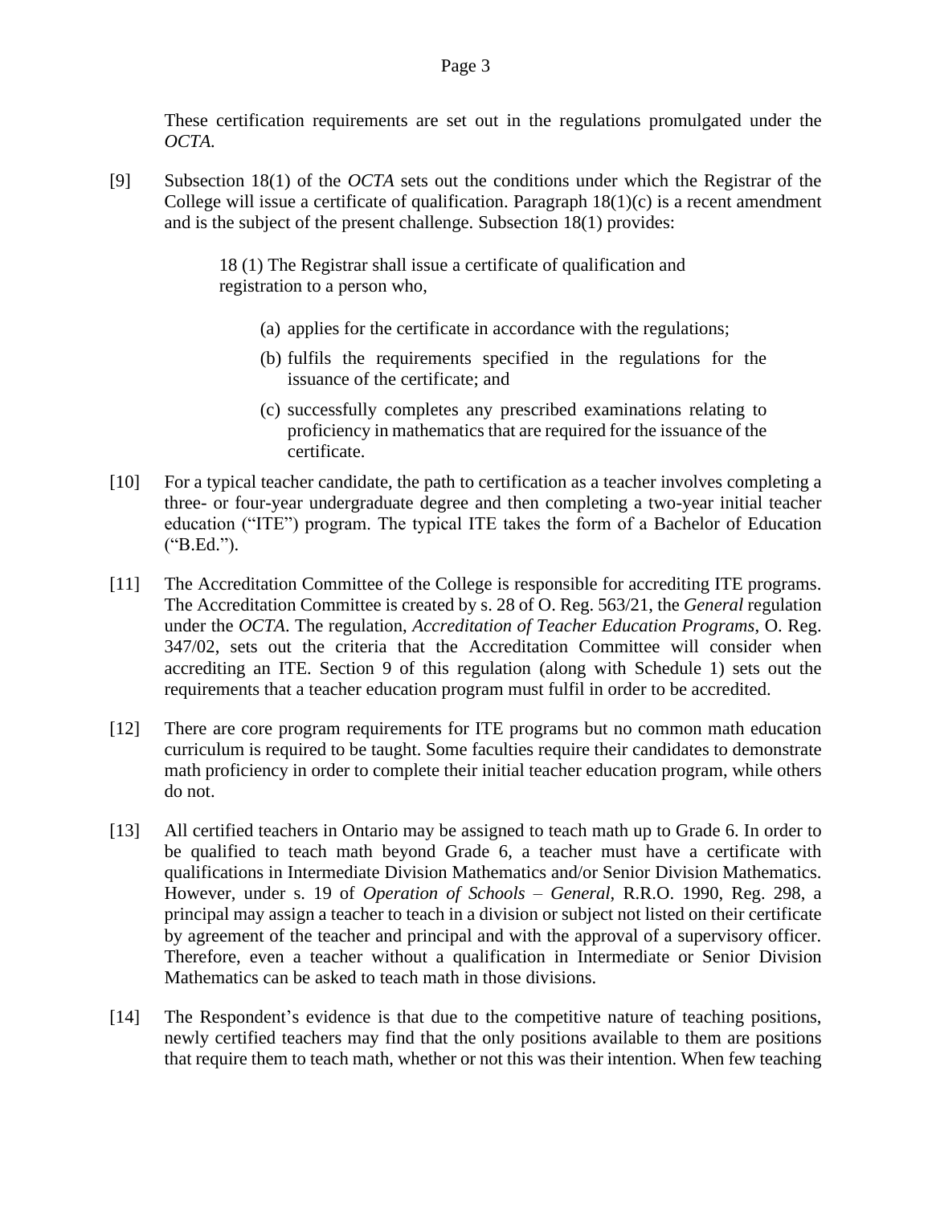These certification requirements are set out in the regulations promulgated under the *OCTA.*

[9] Subsection 18(1) of the *OCTA* sets out the conditions under which the Registrar of the College will issue a certificate of qualification. Paragraph 18(1)(c) is a recent amendment and is the subject of the present challenge. Subsection 18(1) provides:

> 18 (1) The Registrar shall issue a certificate of qualification and registration to a person who,
>
> (a) applies for the certificate in accordance with the regulations;
>
> (b) fulfils the requirements specified in the regulations for the issuance of the certificate; and
>
> (c) successfully completes any prescribed examinations relating to proficiency in mathematics that are required for the issuance of the certificate.

[10] For a typical teacher candidate, the path to certification as a teacher involves completing a three- or four-year undergraduate degree and then completing a two-year initial teacher education ("ITE") program. The typical ITE takes the form of a Bachelor of Education ("B.Ed.").

[11] The Accreditation Committee of the College is responsible for accrediting ITE programs. The Accreditation Committee is created by s. 28 of O. Reg. 563/21, the *General* regulation under the *OCTA*. The regulation, *Accreditation of Teacher Education Programs*, O. Reg. 347/02, sets out the criteria that the Accreditation Committee will consider when accrediting an ITE. Section 9 of this regulation (along with Schedule 1) sets out the requirements that a teacher education program must fulfil in order to be accredited.

[12] There are core program requirements for ITE programs but no common math education curriculum is required to be taught. Some faculties require their candidates to demonstrate math proficiency in order to complete their initial teacher education program, while others do not.

[13] All certified teachers in Ontario may be assigned to teach math up to Grade 6. In order to be qualified to teach math beyond Grade 6, a teacher must have a certificate with qualifications in Intermediate Division Mathematics and/or Senior Division Mathematics. However, under s. 19 of *Operation of Schools – General*, R.R.O. 1990, Reg. 298, a principal may assign a teacher to teach in a division or subject not listed on their certificate by agreement of the teacher and principal and with the approval of a supervisory officer. Therefore, even a teacher without a qualification in Intermediate or Senior Division Mathematics can be asked to teach math in those divisions.

[14] The Respondent's evidence is that due to the competitive nature of teaching positions, newly certified teachers may find that the only positions available to them are positions that require them to teach math, whether or not this was their intention. When few teaching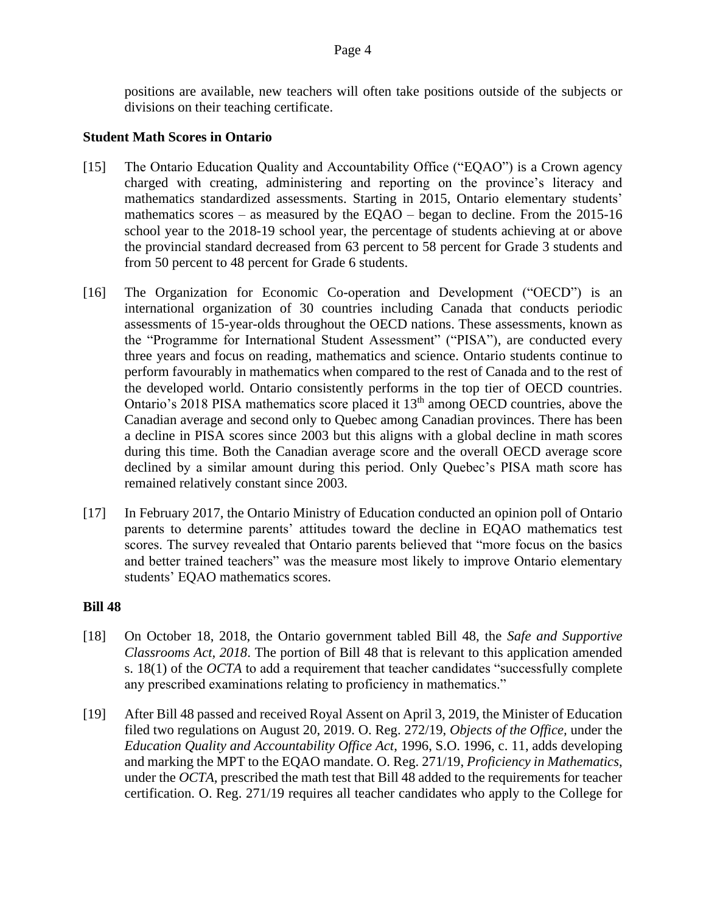positions are available, new teachers will often take positions outside of the subjects or divisions on their teaching certificate.

**Student Math Scores in Ontario**

[15] The Ontario Education Quality and Accountability Office ("EQAO") is a Crown agency charged with creating, administering and reporting on the province's literacy and mathematics standardized assessments. Starting in 2015, Ontario elementary students' mathematics scores – as measured by the EQAO – began to decline. From the 2015-16 school year to the 2018-19 school year, the percentage of students achieving at or above the provincial standard decreased from 63 percent to 58 percent for Grade 3 students and from 50 percent to 48 percent for Grade 6 students.

[16] The Organization for Economic Co-operation and Development ("OECD") is an international organization of 30 countries including Canada that conducts periodic assessments of 15-year-olds throughout the OECD nations. These assessments, known as the "Programme for International Student Assessment" ("PISA"), are conducted every three years and focus on reading, mathematics and science. Ontario students continue to perform favourably in mathematics when compared to the rest of Canada and to the rest of the developed world. Ontario consistently performs in the top tier of OECD countries. Ontario's 2018 PISA mathematics score placed it 13th among OECD countries, above the Canadian average and second only to Quebec among Canadian provinces. There has been a decline in PISA scores since 2003 but this aligns with a global decline in math scores during this time. Both the Canadian average score and the overall OECD average score declined by a similar amount during this period. Only Quebec's PISA math score has remained relatively constant since 2003.

[17] In February 2017, the Ontario Ministry of Education conducted an opinion poll of Ontario parents to determine parents' attitudes toward the decline in EQAO mathematics test scores. The survey revealed that Ontario parents believed that "more focus on the basics and better trained teachers" was the measure most likely to improve Ontario elementary students' EQAO mathematics scores.

**Bill 48**

[18] On October 18, 2018, the Ontario government tabled Bill 48, the *Safe and Supportive Classrooms Act, 2018*. The portion of Bill 48 that is relevant to this application amended s. 18(1) of the *OCTA* to add a requirement that teacher candidates "successfully complete any prescribed examinations relating to proficiency in mathematics."

[19] After Bill 48 passed and received Royal Assent on April 3, 2019, the Minister of Education filed two regulations on August 20, 2019. O. Reg. 272/19, *Objects of the Office*, under the *Education Quality and Accountability Office Act*, 1996, S.O. 1996, c. 11, adds developing and marking the MPT to the EQAO mandate. O. Reg. 271/19, *Proficiency in Mathematics*, under the *OCTA*, prescribed the math test that Bill 48 added to the requirements for teacher certification. O. Reg. 271/19 requires all teacher candidates who apply to the College for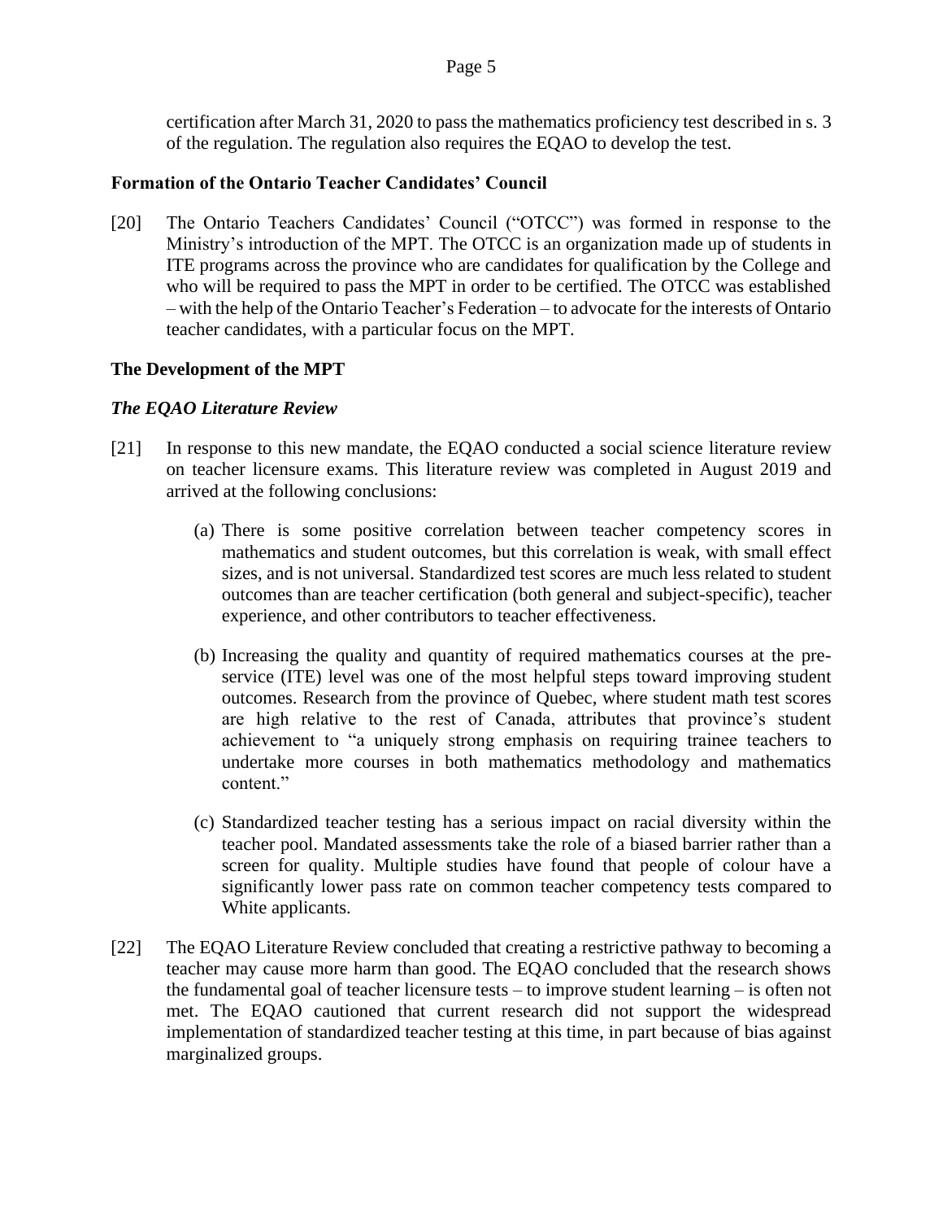certification after March 31, 2020 to pass the mathematics proficiency test described in s. 3 of the regulation. The regulation also requires the EQAO to develop the test.

### Formation of the Ontario Teacher Candidates' Council

[20] The Ontario Teachers Candidates' Council ("OTCC") was formed in response to the Ministry's introduction of the MPT. The OTCC is an organization made up of students in ITE programs across the province who are candidates for qualification by the College and who will be required to pass the MPT in order to be certified. The OTCC was established – with the help of the Ontario Teacher's Federation – to advocate for the interests of Ontario teacher candidates, with a particular focus on the MPT.

### The Development of the MPT

#### *The EQAO Literature Review*

[21] In response to this new mandate, the EQAO conducted a social science literature review on teacher licensure exams. This literature review was completed in August 2019 and arrived at the following conclusions:

(a) There is some positive correlation between teacher competency scores in mathematics and student outcomes, but this correlation is weak, with small effect sizes, and is not universal. Standardized test scores are much less related to student outcomes than are teacher certification (both general and subject-specific), teacher experience, and other contributors to teacher effectiveness.

(b) Increasing the quality and quantity of required mathematics courses at the pre-service (ITE) level was one of the most helpful steps toward improving student outcomes. Research from the province of Quebec, where student math test scores are high relative to the rest of Canada, attributes that province's student achievement to "a uniquely strong emphasis on requiring trainee teachers to undertake more courses in both mathematics methodology and mathematics content."

(c) Standardized teacher testing has a serious impact on racial diversity within the teacher pool. Mandated assessments take the role of a biased barrier rather than a screen for quality. Multiple studies have found that people of colour have a significantly lower pass rate on common teacher competency tests compared to White applicants.

[22] The EQAO Literature Review concluded that creating a restrictive pathway to becoming a teacher may cause more harm than good. The EQAO concluded that the research shows the fundamental goal of teacher licensure tests – to improve student learning – is often not met. The EQAO cautioned that current research did not support the widespread implementation of standardized teacher testing at this time, in part because of bias against marginalized groups.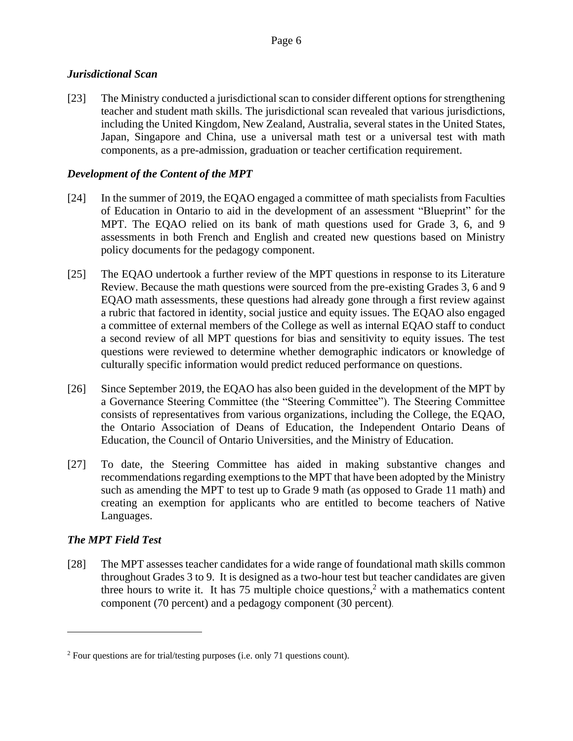### *Jurisdictional Scan*

[23] The Ministry conducted a jurisdictional scan to consider different options for strengthening teacher and student math skills. The jurisdictional scan revealed that various jurisdictions, including the United Kingdom, New Zealand, Australia, several states in the United States, Japan, Singapore and China, use a universal math test or a universal test with math components, as a pre-admission, graduation or teacher certification requirement.

### *Development of the Content of the MPT*

[24] In the summer of 2019, the EQAO engaged a committee of math specialists from Faculties of Education in Ontario to aid in the development of an assessment "Blueprint" for the MPT. The EQAO relied on its bank of math questions used for Grade 3, 6, and 9 assessments in both French and English and created new questions based on Ministry policy documents for the pedagogy component.

[25] The EQAO undertook a further review of the MPT questions in response to its Literature Review. Because the math questions were sourced from the pre-existing Grades 3, 6 and 9 EQAO math assessments, these questions had already gone through a first review against a rubric that factored in identity, social justice and equity issues. The EQAO also engaged a committee of external members of the College as well as internal EQAO staff to conduct a second review of all MPT questions for bias and sensitivity to equity issues. The test questions were reviewed to determine whether demographic indicators or knowledge of culturally specific information would predict reduced performance on questions.

[26] Since September 2019, the EQAO has also been guided in the development of the MPT by a Governance Steering Committee (the "Steering Committee"). The Steering Committee consists of representatives from various organizations, including the College, the EQAO, the Ontario Association of Deans of Education, the Independent Ontario Deans of Education, the Council of Ontario Universities, and the Ministry of Education.

[27] To date, the Steering Committee has aided in making substantive changes and recommendations regarding exemptions to the MPT that have been adopted by the Ministry such as amending the MPT to test up to Grade 9 math (as opposed to Grade 11 math) and creating an exemption for applicants who are entitled to become teachers of Native Languages.

### *The MPT Field Test*

[28] The MPT assesses teacher candidates for a wide range of foundational math skills common throughout Grades 3 to 9. It is designed as a two-hour test but teacher candidates are given three hours to write it. It has 75 multiple choice questions,[2] with a mathematics content component (70 percent) and a pedagogy component (30 percent).

---

[2] Four questions are for trial/testing purposes (i.e. only 71 questions count).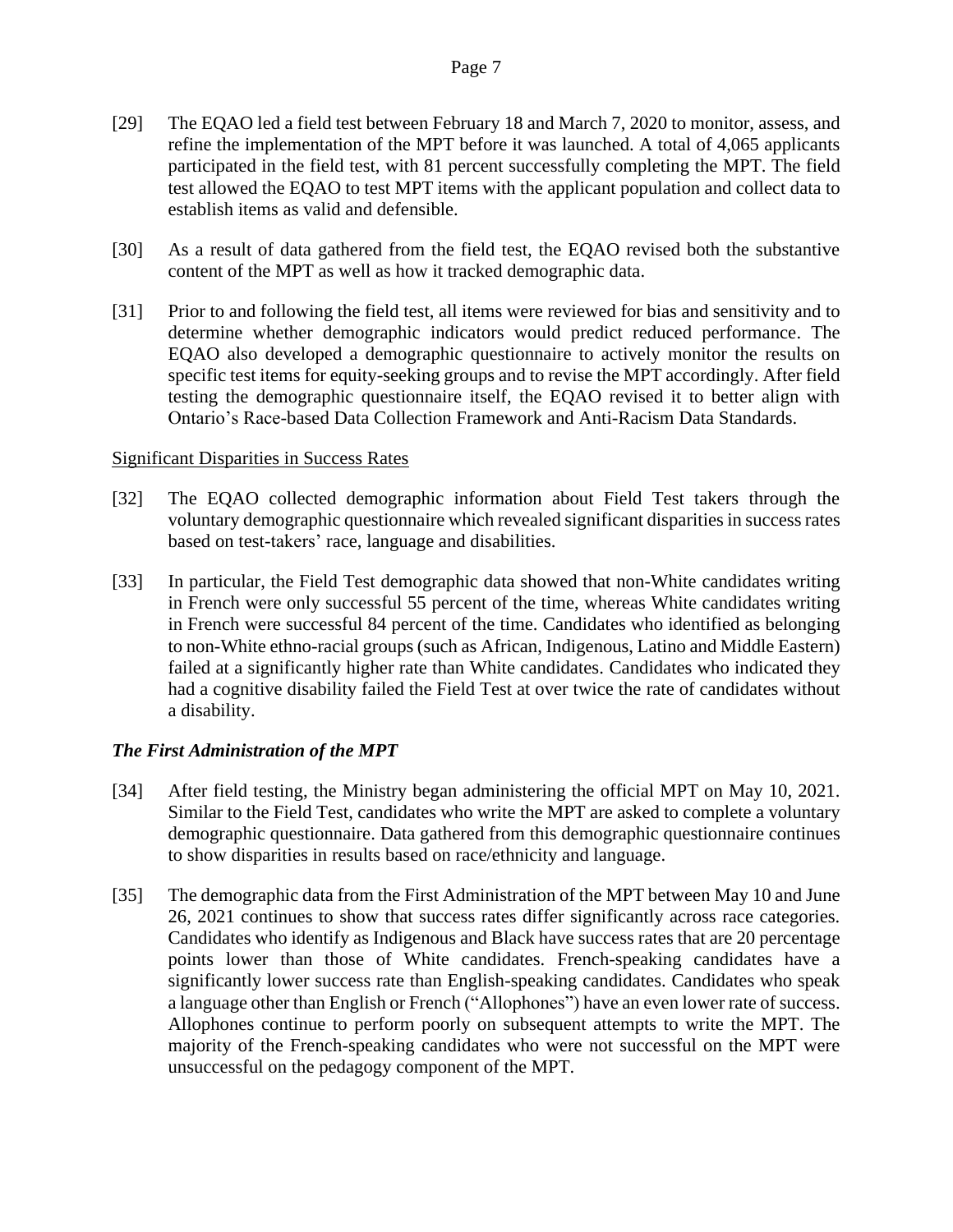[29] The EQAO led a field test between February 18 and March 7, 2020 to monitor, assess, and refine the implementation of the MPT before it was launched. A total of 4,065 applicants participated in the field test, with 81 percent successfully completing the MPT. The field test allowed the EQAO to test MPT items with the applicant population and collect data to establish items as valid and defensible.

[30] As a result of data gathered from the field test, the EQAO revised both the substantive content of the MPT as well as how it tracked demographic data.

[31] Prior to and following the field test, all items were reviewed for bias and sensitivity and to determine whether demographic indicators would predict reduced performance. The EQAO also developed a demographic questionnaire to actively monitor the results on specific test items for equity-seeking groups and to revise the MPT accordingly. After field testing the demographic questionnaire itself, the EQAO revised it to better align with Ontario's Race-based Data Collection Framework and Anti-Racism Data Standards.

<u>Significant Disparities in Success Rates</u>

[32] The EQAO collected demographic information about Field Test takers through the voluntary demographic questionnaire which revealed significant disparities in success rates based on test-takers' race, language and disabilities.

[33] In particular, the Field Test demographic data showed that non-White candidates writing in French were only successful 55 percent of the time, whereas White candidates writing in French were successful 84 percent of the time. Candidates who identified as belonging to non-White ethno-racial groups (such as African, Indigenous, Latino and Middle Eastern) failed at a significantly higher rate than White candidates. Candidates who indicated they had a cognitive disability failed the Field Test at over twice the rate of candidates without a disability.

### *The First Administration of the MPT*

[34] After field testing, the Ministry began administering the official MPT on May 10, 2021. Similar to the Field Test, candidates who write the MPT are asked to complete a voluntary demographic questionnaire. Data gathered from this demographic questionnaire continues to show disparities in results based on race/ethnicity and language.

[35] The demographic data from the First Administration of the MPT between May 10 and June 26, 2021 continues to show that success rates differ significantly across race categories. Candidates who identify as Indigenous and Black have success rates that are 20 percentage points lower than those of White candidates. French-speaking candidates have a significantly lower success rate than English-speaking candidates. Candidates who speak a language other than English or French ("Allophones") have an even lower rate of success. Allophones continue to perform poorly on subsequent attempts to write the MPT. The majority of the French-speaking candidates who were not successful on the MPT were unsuccessful on the pedagogy component of the MPT.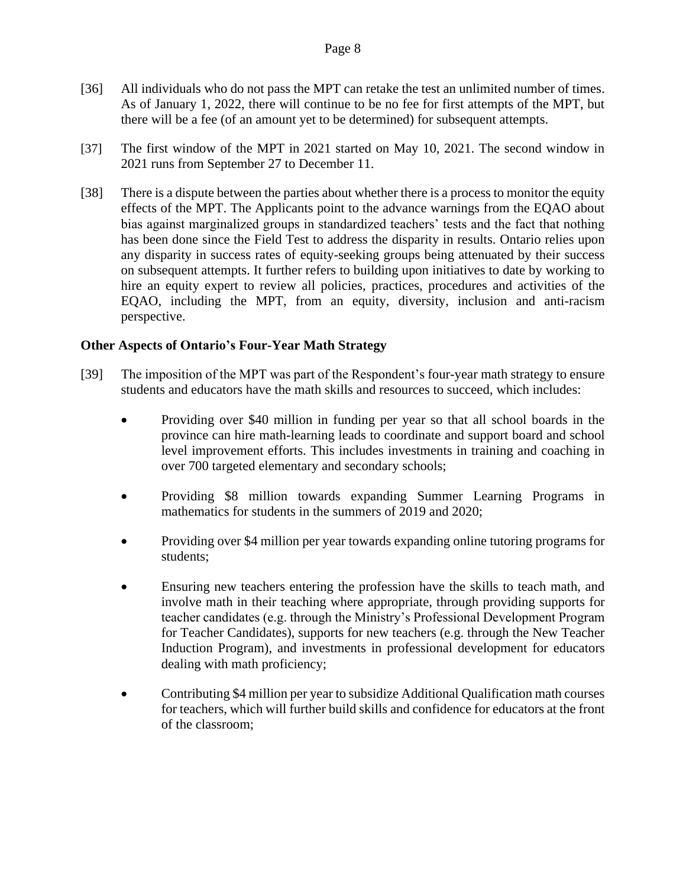[36] All individuals who do not pass the MPT can retake the test an unlimited number of times. As of January 1, 2022, there will continue to be no fee for first attempts of the MPT, but there will be a fee (of an amount yet to be determined) for subsequent attempts.

[37] The first window of the MPT in 2021 started on May 10, 2021. The second window in 2021 runs from September 27 to December 11.

[38] There is a dispute between the parties about whether there is a process to monitor the equity effects of the MPT. The Applicants point to the advance warnings from the EQAO about bias against marginalized groups in standardized teachers' tests and the fact that nothing has been done since the Field Test to address the disparity in results. Ontario relies upon any disparity in success rates of equity-seeking groups being attenuated by their success on subsequent attempts. It further refers to building upon initiatives to date by working to hire an equity expert to review all policies, practices, procedures and activities of the EQAO, including the MPT, from an equity, diversity, inclusion and anti-racism perspective.

**Other Aspects of Ontario's Four-Year Math Strategy**

[39] The imposition of the MPT was part of the Respondent's four-year math strategy to ensure students and educators have the math skills and resources to succeed, which includes:

- Providing over $40 million in funding per year so that all school boards in the province can hire math-learning leads to coordinate and support board and school level improvement efforts. This includes investments in training and coaching in over 700 targeted elementary and secondary schools;
- Providing $8 million towards expanding Summer Learning Programs in mathematics for students in the summers of 2019 and 2020;
- Providing over $4 million per year towards expanding online tutoring programs for students;
- Ensuring new teachers entering the profession have the skills to teach math, and involve math in their teaching where appropriate, through providing supports for teacher candidates (e.g. through the Ministry's Professional Development Program for Teacher Candidates), supports for new teachers (e.g. through the New Teacher Induction Program), and investments in professional development for educators dealing with math proficiency;
- Contributing $4 million per year to subsidize Additional Qualification math courses for teachers, which will further build skills and confidence for educators at the front of the classroom;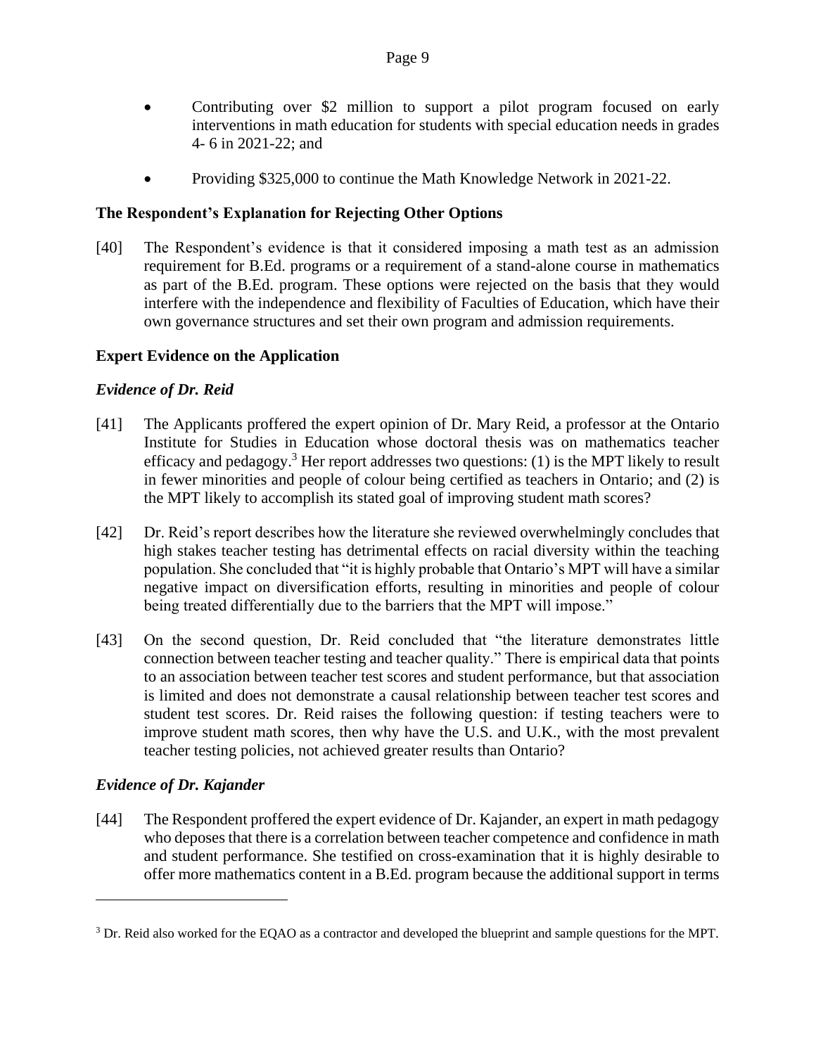- Contributing over $2 million to support a pilot program focused on early interventions in math education for students with special education needs in grades 4- 6 in 2021-22; and

- Providing $325,000 to continue the Math Knowledge Network in 2021-22.

### The Respondent's Explanation for Rejecting Other Options

[40] The Respondent's evidence is that it considered imposing a math test as an admission requirement for B.Ed. programs or a requirement of a stand-alone course in mathematics as part of the B.Ed. program. These options were rejected on the basis that they would interfere with the independence and flexibility of Faculties of Education, which have their own governance structures and set their own program and admission requirements.

### Expert Evidence on the Application

#### *Evidence of Dr. Reid*

[41] The Applicants proffered the expert opinion of Dr. Mary Reid, a professor at the Ontario Institute for Studies in Education whose doctoral thesis was on mathematics teacher efficacy and pedagogy.[3] Her report addresses two questions: (1) is the MPT likely to result in fewer minorities and people of colour being certified as teachers in Ontario; and (2) is the MPT likely to accomplish its stated goal of improving student math scores?

[42] Dr. Reid's report describes how the literature she reviewed overwhelmingly concludes that high stakes teacher testing has detrimental effects on racial diversity within the teaching population. She concluded that "it is highly probable that Ontario's MPT will have a similar negative impact on diversification efforts, resulting in minorities and people of colour being treated differentially due to the barriers that the MPT will impose."

[43] On the second question, Dr. Reid concluded that "the literature demonstrates little connection between teacher testing and teacher quality." There is empirical data that points to an association between teacher test scores and student performance, but that association is limited and does not demonstrate a causal relationship between teacher test scores and student test scores. Dr. Reid raises the following question: if testing teachers were to improve student math scores, then why have the U.S. and U.K., with the most prevalent teacher testing policies, not achieved greater results than Ontario?

#### *Evidence of Dr. Kajander*

[44] The Respondent proffered the expert evidence of Dr. Kajander, an expert in math pedagogy who deposes that there is a correlation between teacher competence and confidence in math and student performance. She testified on cross-examination that it is highly desirable to offer more mathematics content in a B.Ed. program because the additional support in terms

---

[3] Dr. Reid also worked for the EQAO as a contractor and developed the blueprint and sample questions for the MPT.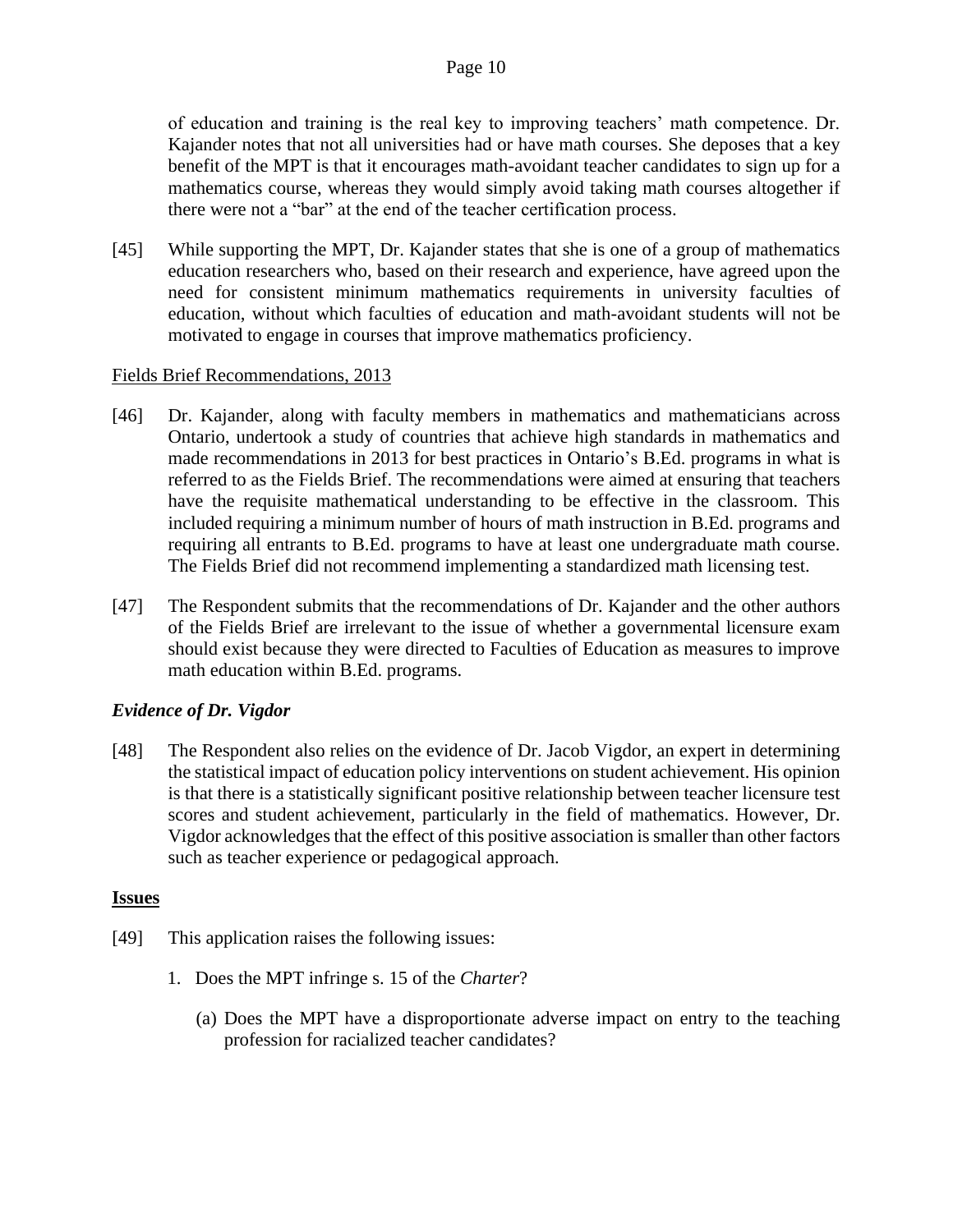of education and training is the real key to improving teachers' math competence. Dr. Kajander notes that not all universities had or have math courses. She deposes that a key benefit of the MPT is that it encourages math-avoidant teacher candidates to sign up for a mathematics course, whereas they would simply avoid taking math courses altogether if there were not a "bar" at the end of the teacher certification process.

[45] While supporting the MPT, Dr. Kajander states that she is one of a group of mathematics education researchers who, based on their research and experience, have agreed upon the need for consistent minimum mathematics requirements in university faculties of education, without which faculties of education and math-avoidant students will not be motivated to engage in courses that improve mathematics proficiency.

<u>Fields Brief Recommendations, 2013</u>

[46] Dr. Kajander, along with faculty members in mathematics and mathematicians across Ontario, undertook a study of countries that achieve high standards in mathematics and made recommendations in 2013 for best practices in Ontario's B.Ed. programs in what is referred to as the Fields Brief. The recommendations were aimed at ensuring that teachers have the requisite mathematical understanding to be effective in the classroom. This included requiring a minimum number of hours of math instruction in B.Ed. programs and requiring all entrants to B.Ed. programs to have at least one undergraduate math course. The Fields Brief did not recommend implementing a standardized math licensing test.

[47] The Respondent submits that the recommendations of Dr. Kajander and the other authors of the Fields Brief are irrelevant to the issue of whether a governmental licensure exam should exist because they were directed to Faculties of Education as measures to improve math education within B.Ed. programs.

***Evidence of Dr. Vigdor***

[48] The Respondent also relies on the evidence of Dr. Jacob Vigdor, an expert in determining the statistical impact of education policy interventions on student achievement. His opinion is that there is a statistically significant positive relationship between teacher licensure test scores and student achievement, particularly in the field of mathematics. However, Dr. Vigdor acknowledges that the effect of this positive association is smaller than other factors such as teacher experience or pedagogical approach.

**<u>Issues</u>**

[49] This application raises the following issues:

1. Does the MPT infringe s. 15 of the *Charter*?

   (a) Does the MPT have a disproportionate adverse impact on entry to the teaching profession for racialized teacher candidates?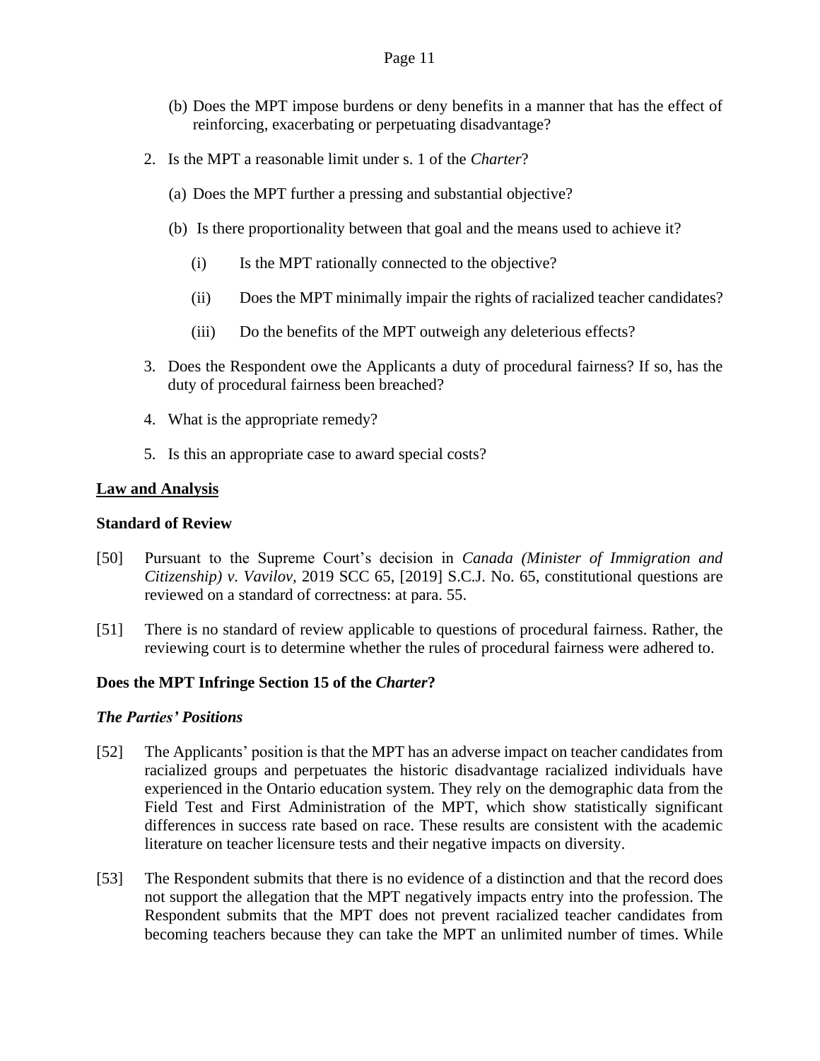(b) Does the MPT impose burdens or deny benefits in a manner that has the effect of reinforcing, exacerbating or perpetuating disadvantage?

2. Is the MPT a reasonable limit under s. 1 of the *Charter*?

   (a) Does the MPT further a pressing and substantial objective?

   (b) Is there proportionality between that goal and the means used to achieve it?

      (i) Is the MPT rationally connected to the objective?

      (ii) Does the MPT minimally impair the rights of racialized teacher candidates?

      (iii) Do the benefits of the MPT outweigh any deleterious effects?

3. Does the Respondent owe the Applicants a duty of procedural fairness? If so, has the duty of procedural fairness been breached?

4. What is the appropriate remedy?

5. Is this an appropriate case to award special costs?

## <u>Law and Analysis</u>

### Standard of Review

[50] Pursuant to the Supreme Court's decision in *Canada (Minister of Immigration and Citizenship) v. Vavilov,* 2019 SCC 65, [2019] S.C.J. No. 65, constitutional questions are reviewed on a standard of correctness: at para. 55.

[51] There is no standard of review applicable to questions of procedural fairness. Rather, the reviewing court is to determine whether the rules of procedural fairness were adhered to.

### Does the MPT Infringe Section 15 of the *Charter*?

#### *The Parties' Positions*

[52] The Applicants' position is that the MPT has an adverse impact on teacher candidates from racialized groups and perpetuates the historic disadvantage racialized individuals have experienced in the Ontario education system. They rely on the demographic data from the Field Test and First Administration of the MPT, which show statistically significant differences in success rate based on race. These results are consistent with the academic literature on teacher licensure tests and their negative impacts on diversity.

[53] The Respondent submits that there is no evidence of a distinction and that the record does not support the allegation that the MPT negatively impacts entry into the profession. The Respondent submits that the MPT does not prevent racialized teacher candidates from becoming teachers because they can take the MPT an unlimited number of times. While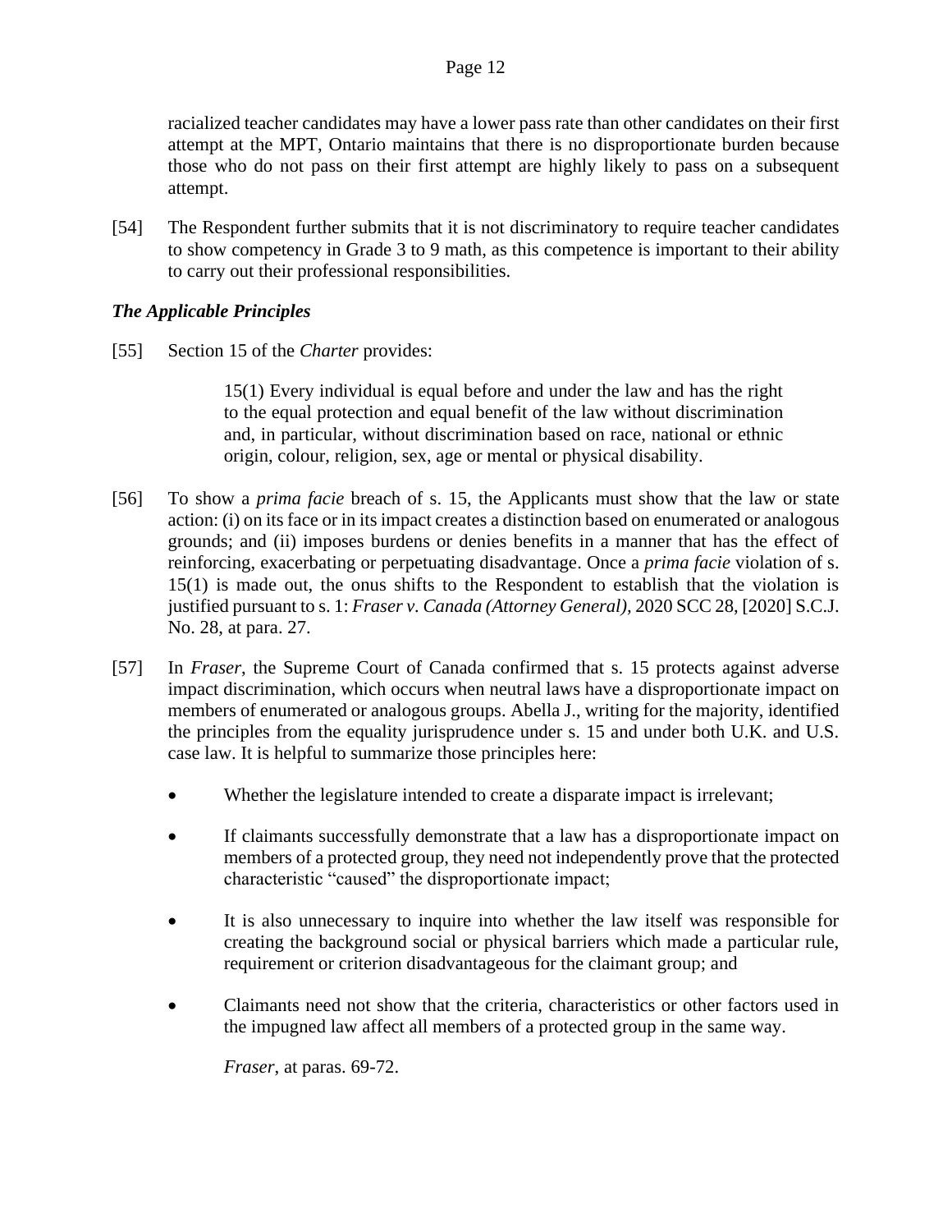racialized teacher candidates may have a lower pass rate than other candidates on their first attempt at the MPT, Ontario maintains that there is no disproportionate burden because those who do not pass on their first attempt are highly likely to pass on a subsequent attempt.

[54] The Respondent further submits that it is not discriminatory to require teacher candidates to show competency in Grade 3 to 9 math, as this competence is important to their ability to carry out their professional responsibilities.

### *The Applicable Principles*

[55] Section 15 of the *Charter* provides:

> 15(1) Every individual is equal before and under the law and has the right to the equal protection and equal benefit of the law without discrimination and, in particular, without discrimination based on race, national or ethnic origin, colour, religion, sex, age or mental or physical disability.

[56] To show a *prima facie* breach of s. 15, the Applicants must show that the law or state action: (i) on its face or in its impact creates a distinction based on enumerated or analogous grounds; and (ii) imposes burdens or denies benefits in a manner that has the effect of reinforcing, exacerbating or perpetuating disadvantage. Once a *prima facie* violation of s. 15(1) is made out, the onus shifts to the Respondent to establish that the violation is justified pursuant to s. 1: *Fraser v. Canada (Attorney General),* 2020 SCC 28, [2020] S.C.J. No. 28, at para. 27.

[57] In *Fraser*, the Supreme Court of Canada confirmed that s. 15 protects against adverse impact discrimination, which occurs when neutral laws have a disproportionate impact on members of enumerated or analogous groups. Abella J., writing for the majority, identified the principles from the equality jurisprudence under s. 15 and under both U.K. and U.S. case law. It is helpful to summarize those principles here:

- Whether the legislature intended to create a disparate impact is irrelevant;
- If claimants successfully demonstrate that a law has a disproportionate impact on members of a protected group, they need not independently prove that the protected characteristic "caused" the disproportionate impact;
- It is also unnecessary to inquire into whether the law itself was responsible for creating the background social or physical barriers which made a particular rule, requirement or criterion disadvantageous for the claimant group; and
- Claimants need not show that the criteria, characteristics or other factors used in the impugned law affect all members of a protected group in the same way.

*Fraser*, at paras. 69-72.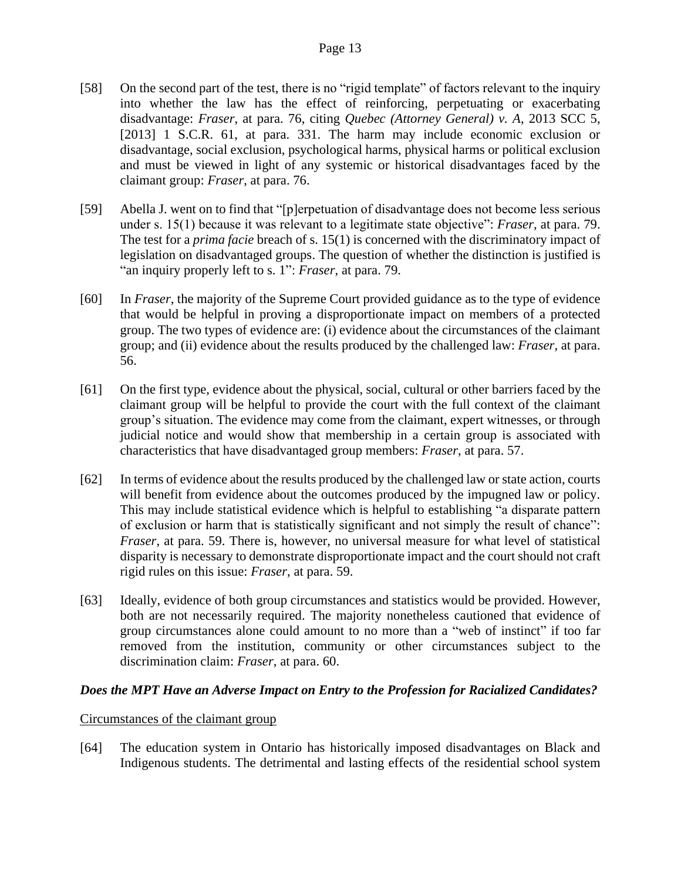[58] On the second part of the test, there is no "rigid template" of factors relevant to the inquiry into whether the law has the effect of reinforcing, perpetuating or exacerbating disadvantage: *Fraser*, at para. 76, citing *Quebec (Attorney General) v. A*, 2013 SCC 5, [2013] 1 S.C.R. 61, at para. 331. The harm may include economic exclusion or disadvantage, social exclusion, psychological harms, physical harms or political exclusion and must be viewed in light of any systemic or historical disadvantages faced by the claimant group: *Fraser*, at para. 76.

[59] Abella J. went on to find that "[p]erpetuation of disadvantage does not become less serious under s. 15(1) because it was relevant to a legitimate state objective": *Fraser*, at para. 79. The test for a *prima facie* breach of s. 15(1) is concerned with the discriminatory impact of legislation on disadvantaged groups. The question of whether the distinction is justified is "an inquiry properly left to s. 1": *Fraser*, at para. 79.

[60] In *Fraser*, the majority of the Supreme Court provided guidance as to the type of evidence that would be helpful in proving a disproportionate impact on members of a protected group. The two types of evidence are: (i) evidence about the circumstances of the claimant group; and (ii) evidence about the results produced by the challenged law: *Fraser*, at para. 56.

[61] On the first type, evidence about the physical, social, cultural or other barriers faced by the claimant group will be helpful to provide the court with the full context of the claimant group's situation. The evidence may come from the claimant, expert witnesses, or through judicial notice and would show that membership in a certain group is associated with characteristics that have disadvantaged group members: *Fraser*, at para. 57.

[62] In terms of evidence about the results produced by the challenged law or state action, courts will benefit from evidence about the outcomes produced by the impugned law or policy. This may include statistical evidence which is helpful to establishing "a disparate pattern of exclusion or harm that is statistically significant and not simply the result of chance": *Fraser*, at para. 59. There is, however, no universal measure for what level of statistical disparity is necessary to demonstrate disproportionate impact and the court should not craft rigid rules on this issue: *Fraser*, at para. 59.

[63] Ideally, evidence of both group circumstances and statistics would be provided. However, both are not necessarily required. The majority nonetheless cautioned that evidence of group circumstances alone could amount to no more than a "web of instinct" if too far removed from the institution, community or other circumstances subject to the discrimination claim: *Fraser*, at para. 60.

### ***Does the MPT Have an Adverse Impact on Entry to the Profession for Racialized Candidates?***

Circumstances of the claimant group

[64] The education system in Ontario has historically imposed disadvantages on Black and Indigenous students. The detrimental and lasting effects of the residential school system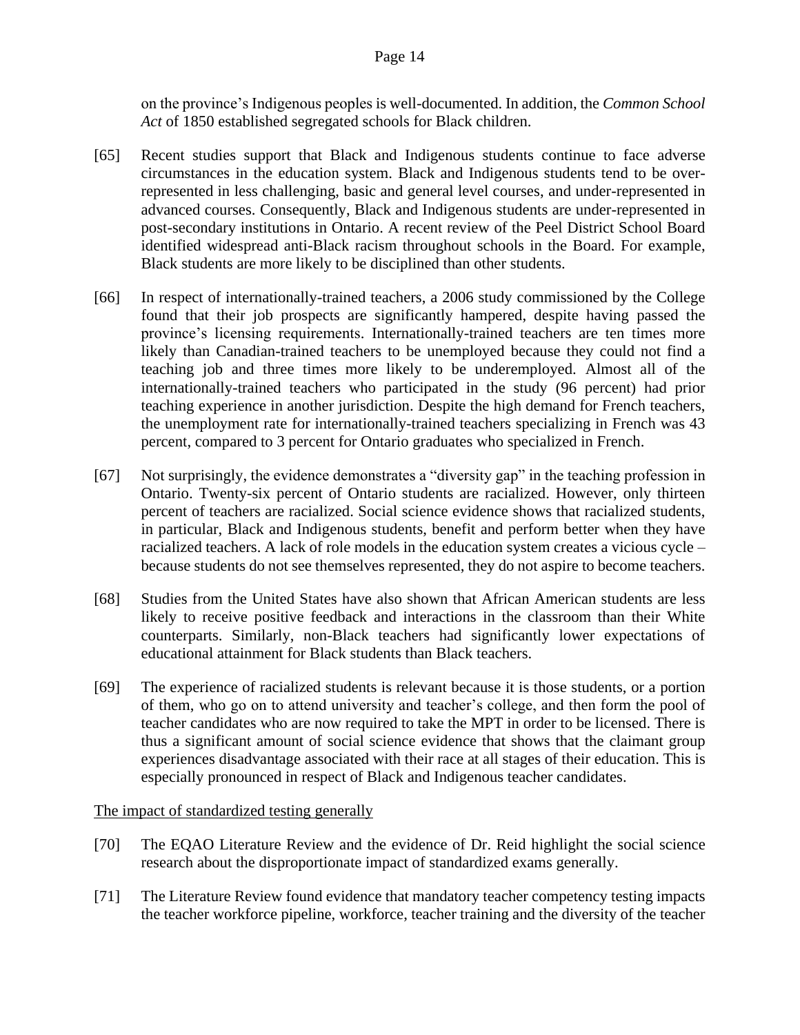on the province's Indigenous peoples is well-documented. In addition, the *Common School Act* of 1850 established segregated schools for Black children.

[65] Recent studies support that Black and Indigenous students continue to face adverse circumstances in the education system. Black and Indigenous students tend to be over-represented in less challenging, basic and general level courses, and under-represented in advanced courses. Consequently, Black and Indigenous students are under-represented in post-secondary institutions in Ontario. A recent review of the Peel District School Board identified widespread anti-Black racism throughout schools in the Board. For example, Black students are more likely to be disciplined than other students.

[66] In respect of internationally-trained teachers, a 2006 study commissioned by the College found that their job prospects are significantly hampered, despite having passed the province's licensing requirements. Internationally-trained teachers are ten times more likely than Canadian-trained teachers to be unemployed because they could not find a teaching job and three times more likely to be underemployed. Almost all of the internationally-trained teachers who participated in the study (96 percent) had prior teaching experience in another jurisdiction. Despite the high demand for French teachers, the unemployment rate for internationally-trained teachers specializing in French was 43 percent, compared to 3 percent for Ontario graduates who specialized in French.

[67] Not surprisingly, the evidence demonstrates a "diversity gap" in the teaching profession in Ontario. Twenty-six percent of Ontario students are racialized. However, only thirteen percent of teachers are racialized. Social science evidence shows that racialized students, in particular, Black and Indigenous students, benefit and perform better when they have racialized teachers. A lack of role models in the education system creates a vicious cycle – because students do not see themselves represented, they do not aspire to become teachers.

[68] Studies from the United States have also shown that African American students are less likely to receive positive feedback and interactions in the classroom than their White counterparts. Similarly, non-Black teachers had significantly lower expectations of educational attainment for Black students than Black teachers.

[69] The experience of racialized students is relevant because it is those students, or a portion of them, who go on to attend university and teacher's college, and then form the pool of teacher candidates who are now required to take the MPT in order to be licensed. There is thus a significant amount of social science evidence that shows that the claimant group experiences disadvantage associated with their race at all stages of their education. This is especially pronounced in respect of Black and Indigenous teacher candidates.

<u>The impact of standardized testing generally</u>

[70] The EQAO Literature Review and the evidence of Dr. Reid highlight the social science research about the disproportionate impact of standardized exams generally.

[71] The Literature Review found evidence that mandatory teacher competency testing impacts the teacher workforce pipeline, workforce, teacher training and the diversity of the teacher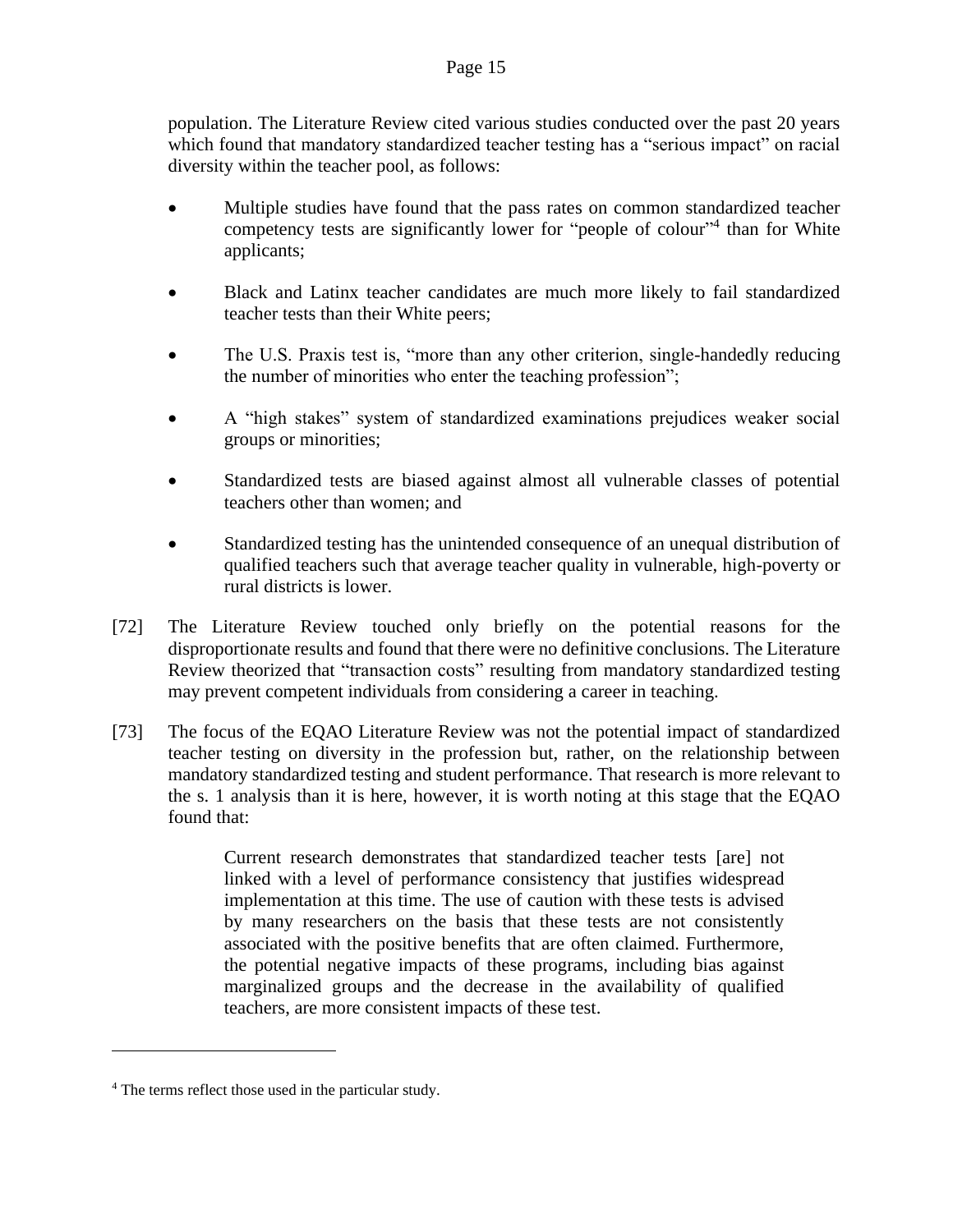population. The Literature Review cited various studies conducted over the past 20 years which found that mandatory standardized teacher testing has a "serious impact" on racial diversity within the teacher pool, as follows:

- Multiple studies have found that the pass rates on common standardized teacher competency tests are significantly lower for "people of colour"[4] than for White applicants;
- Black and Latinx teacher candidates are much more likely to fail standardized teacher tests than their White peers;
- The U.S. Praxis test is, "more than any other criterion, single-handedly reducing the number of minorities who enter the teaching profession";
- A "high stakes" system of standardized examinations prejudices weaker social groups or minorities;
- Standardized tests are biased against almost all vulnerable classes of potential teachers other than women; and
- Standardized testing has the unintended consequence of an unequal distribution of qualified teachers such that average teacher quality in vulnerable, high-poverty or rural districts is lower.

[72] The Literature Review touched only briefly on the potential reasons for the disproportionate results and found that there were no definitive conclusions. The Literature Review theorized that "transaction costs" resulting from mandatory standardized testing may prevent competent individuals from considering a career in teaching.

[73] The focus of the EQAO Literature Review was not the potential impact of standardized teacher testing on diversity in the profession but, rather, on the relationship between mandatory standardized testing and student performance. That research is more relevant to the s. 1 analysis than it is here, however, it is worth noting at this stage that the EQAO found that:

> Current research demonstrates that standardized teacher tests [are] not linked with a level of performance consistency that justifies widespread implementation at this time. The use of caution with these tests is advised by many researchers on the basis that these tests are not consistently associated with the positive benefits that are often claimed. Furthermore, the potential negative impacts of these programs, including bias against marginalized groups and the decrease in the availability of qualified teachers, are more consistent impacts of these test.

---

[4] The terms reflect those used in the particular study.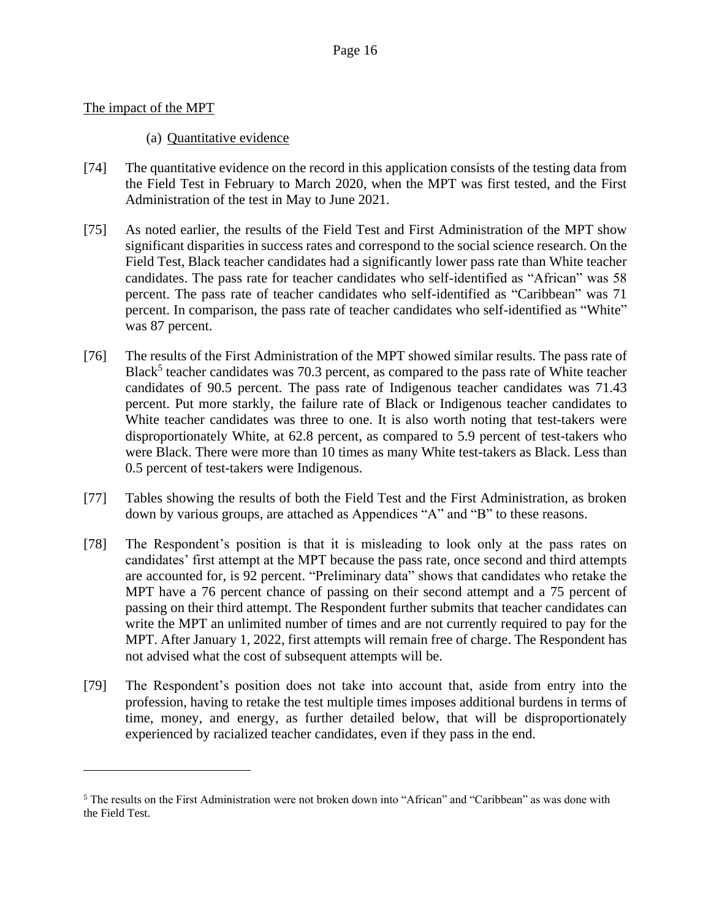## The impact of the MPT

### (a) Quantitative evidence

[74] The quantitative evidence on the record in this application consists of the testing data from the Field Test in February to March 2020, when the MPT was first tested, and the First Administration of the test in May to June 2021.

[75] As noted earlier, the results of the Field Test and First Administration of the MPT show significant disparities in success rates and correspond to the social science research. On the Field Test, Black teacher candidates had a significantly lower pass rate than White teacher candidates. The pass rate for teacher candidates who self-identified as "African" was 58 percent. The pass rate of teacher candidates who self-identified as "Caribbean" was 71 percent. In comparison, the pass rate of teacher candidates who self-identified as "White" was 87 percent.

[76] The results of the First Administration of the MPT showed similar results. The pass rate of Black[5] teacher candidates was 70.3 percent, as compared to the pass rate of White teacher candidates of 90.5 percent. The pass rate of Indigenous teacher candidates was 71.43 percent. Put more starkly, the failure rate of Black or Indigenous teacher candidates to White teacher candidates was three to one. It is also worth noting that test-takers were disproportionately White, at 62.8 percent, as compared to 5.9 percent of test-takers who were Black. There were more than 10 times as many White test-takers as Black. Less than 0.5 percent of test-takers were Indigenous.

[77] Tables showing the results of both the Field Test and the First Administration, as broken down by various groups, are attached as Appendices "A" and "B" to these reasons.

[78] The Respondent's position is that it is misleading to look only at the pass rates on candidates' first attempt at the MPT because the pass rate, once second and third attempts are accounted for, is 92 percent. "Preliminary data" shows that candidates who retake the MPT have a 76 percent chance of passing on their second attempt and a 75 percent of passing on their third attempt. The Respondent further submits that teacher candidates can write the MPT an unlimited number of times and are not currently required to pay for the MPT. After January 1, 2022, first attempts will remain free of charge. The Respondent has not advised what the cost of subsequent attempts will be.

[79] The Respondent's position does not take into account that, aside from entry into the profession, having to retake the test multiple times imposes additional burdens in terms of time, money, and energy, as further detailed below, that will be disproportionately experienced by racialized teacher candidates, even if they pass in the end.

---

[5] The results on the First Administration were not broken down into "African" and "Caribbean" as was done with the Field Test.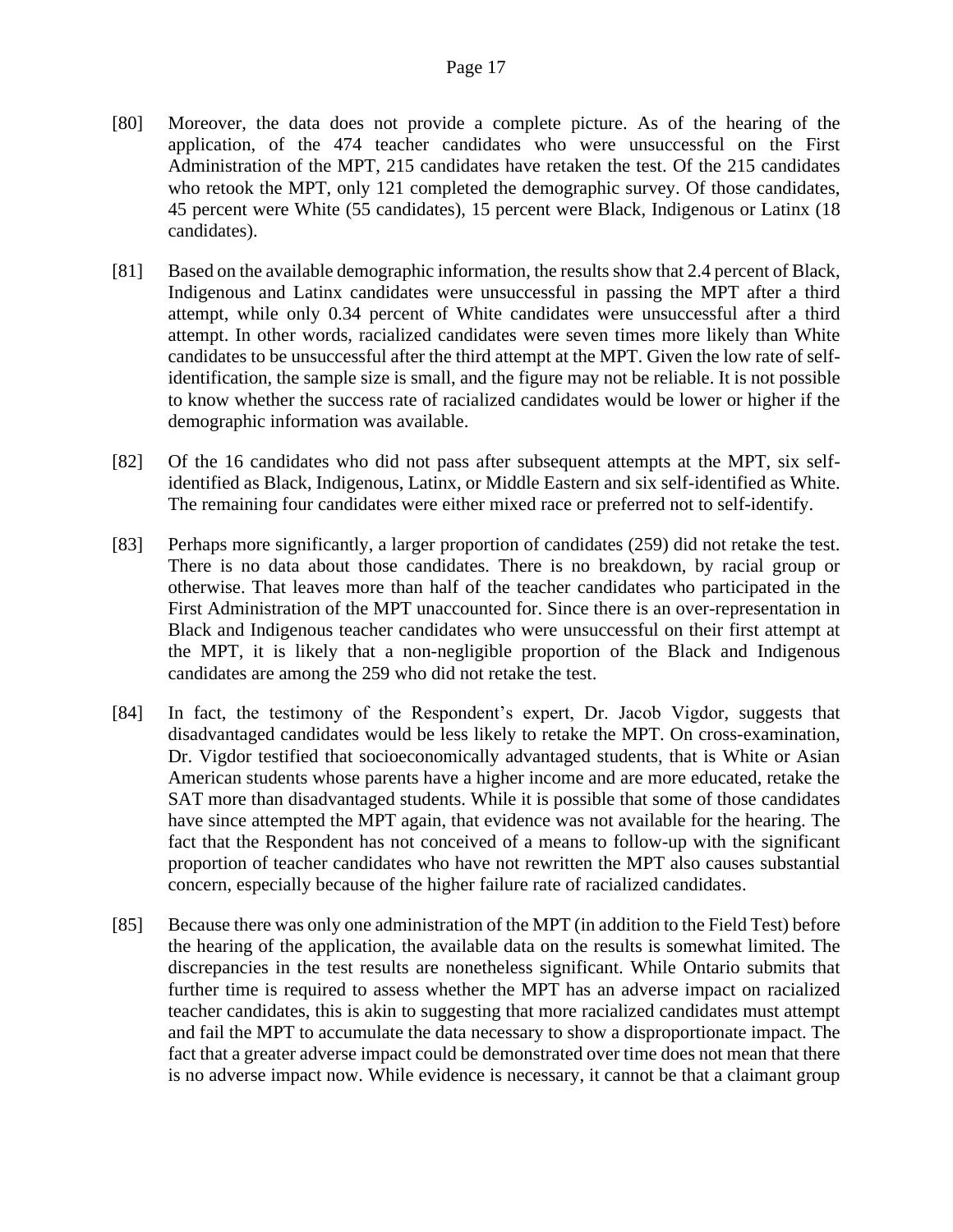[80] Moreover, the data does not provide a complete picture. As of the hearing of the application, of the 474 teacher candidates who were unsuccessful on the First Administration of the MPT, 215 candidates have retaken the test. Of the 215 candidates who retook the MPT, only 121 completed the demographic survey. Of those candidates, 45 percent were White (55 candidates), 15 percent were Black, Indigenous or Latinx (18 candidates).

[81] Based on the available demographic information, the results show that 2.4 percent of Black, Indigenous and Latinx candidates were unsuccessful in passing the MPT after a third attempt, while only 0.34 percent of White candidates were unsuccessful after a third attempt. In other words, racialized candidates were seven times more likely than White candidates to be unsuccessful after the third attempt at the MPT. Given the low rate of self-identification, the sample size is small, and the figure may not be reliable. It is not possible to know whether the success rate of racialized candidates would be lower or higher if the demographic information was available.

[82] Of the 16 candidates who did not pass after subsequent attempts at the MPT, six self-identified as Black, Indigenous, Latinx, or Middle Eastern and six self-identified as White. The remaining four candidates were either mixed race or preferred not to self-identify.

[83] Perhaps more significantly, a larger proportion of candidates (259) did not retake the test. There is no data about those candidates. There is no breakdown, by racial group or otherwise. That leaves more than half of the teacher candidates who participated in the First Administration of the MPT unaccounted for. Since there is an over-representation in Black and Indigenous teacher candidates who were unsuccessful on their first attempt at the MPT, it is likely that a non-negligible proportion of the Black and Indigenous candidates are among the 259 who did not retake the test.

[84] In fact, the testimony of the Respondent's expert, Dr. Jacob Vigdor, suggests that disadvantaged candidates would be less likely to retake the MPT. On cross-examination, Dr. Vigdor testified that socioeconomically advantaged students, that is White or Asian American students whose parents have a higher income and are more educated, retake the SAT more than disadvantaged students. While it is possible that some of those candidates have since attempted the MPT again, that evidence was not available for the hearing. The fact that the Respondent has not conceived of a means to follow-up with the significant proportion of teacher candidates who have not rewritten the MPT also causes substantial concern, especially because of the higher failure rate of racialized candidates.

[85] Because there was only one administration of the MPT (in addition to the Field Test) before the hearing of the application, the available data on the results is somewhat limited. The discrepancies in the test results are nonetheless significant. While Ontario submits that further time is required to assess whether the MPT has an adverse impact on racialized teacher candidates, this is akin to suggesting that more racialized candidates must attempt and fail the MPT to accumulate the data necessary to show a disproportionate impact. The fact that a greater adverse impact could be demonstrated over time does not mean that there is no adverse impact now. While evidence is necessary, it cannot be that a claimant group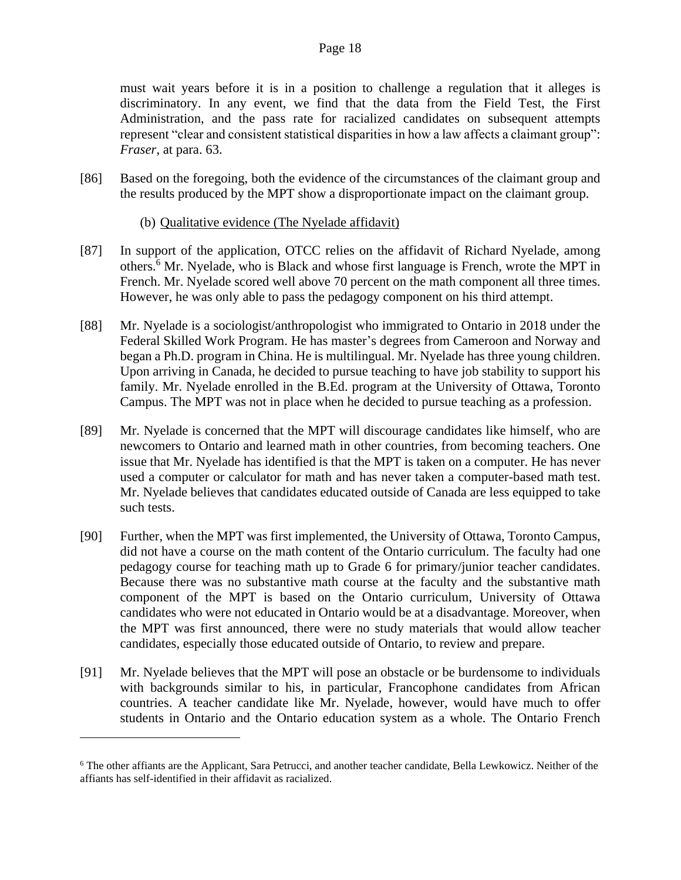must wait years before it is in a position to challenge a regulation that it alleges is discriminatory. In any event, we find that the data from the Field Test, the First Administration, and the pass rate for racialized candidates on subsequent attempts represent "clear and consistent statistical disparities in how a law affects a claimant group": *Fraser*, at para. 63.

[86] Based on the foregoing, both the evidence of the circumstances of the claimant group and the results produced by the MPT show a disproportionate impact on the claimant group.

(b) <u>Qualitative evidence (The Nyelade affidavit)</u>

[87] In support of the application, OTCC relies on the affidavit of Richard Nyelade, among others.[6] Mr. Nyelade, who is Black and whose first language is French, wrote the MPT in French. Mr. Nyelade scored well above 70 percent on the math component all three times. However, he was only able to pass the pedagogy component on his third attempt.

[88] Mr. Nyelade is a sociologist/anthropologist who immigrated to Ontario in 2018 under the Federal Skilled Work Program. He has master's degrees from Cameroon and Norway and began a Ph.D. program in China. He is multilingual. Mr. Nyelade has three young children. Upon arriving in Canada, he decided to pursue teaching to have job stability to support his family. Mr. Nyelade enrolled in the B.Ed. program at the University of Ottawa, Toronto Campus. The MPT was not in place when he decided to pursue teaching as a profession.

[89] Mr. Nyelade is concerned that the MPT will discourage candidates like himself, who are newcomers to Ontario and learned math in other countries, from becoming teachers. One issue that Mr. Nyelade has identified is that the MPT is taken on a computer. He has never used a computer or calculator for math and has never taken a computer-based math test. Mr. Nyelade believes that candidates educated outside of Canada are less equipped to take such tests.

[90] Further, when the MPT was first implemented, the University of Ottawa, Toronto Campus, did not have a course on the math content of the Ontario curriculum. The faculty had one pedagogy course for teaching math up to Grade 6 for primary/junior teacher candidates. Because there was no substantive math course at the faculty and the substantive math component of the MPT is based on the Ontario curriculum, University of Ottawa candidates who were not educated in Ontario would be at a disadvantage. Moreover, when the MPT was first announced, there were no study materials that would allow teacher candidates, especially those educated outside of Ontario, to review and prepare.

[91] Mr. Nyelade believes that the MPT will pose an obstacle or be burdensome to individuals with backgrounds similar to his, in particular, Francophone candidates from African countries. A teacher candidate like Mr. Nyelade, however, would have much to offer students in Ontario and the Ontario education system as a whole. The Ontario French

---

[6] The other affiants are the Applicant, Sara Petrucci, and another teacher candidate, Bella Lewkowicz. Neither of the affiants has self-identified in their affidavit as racialized.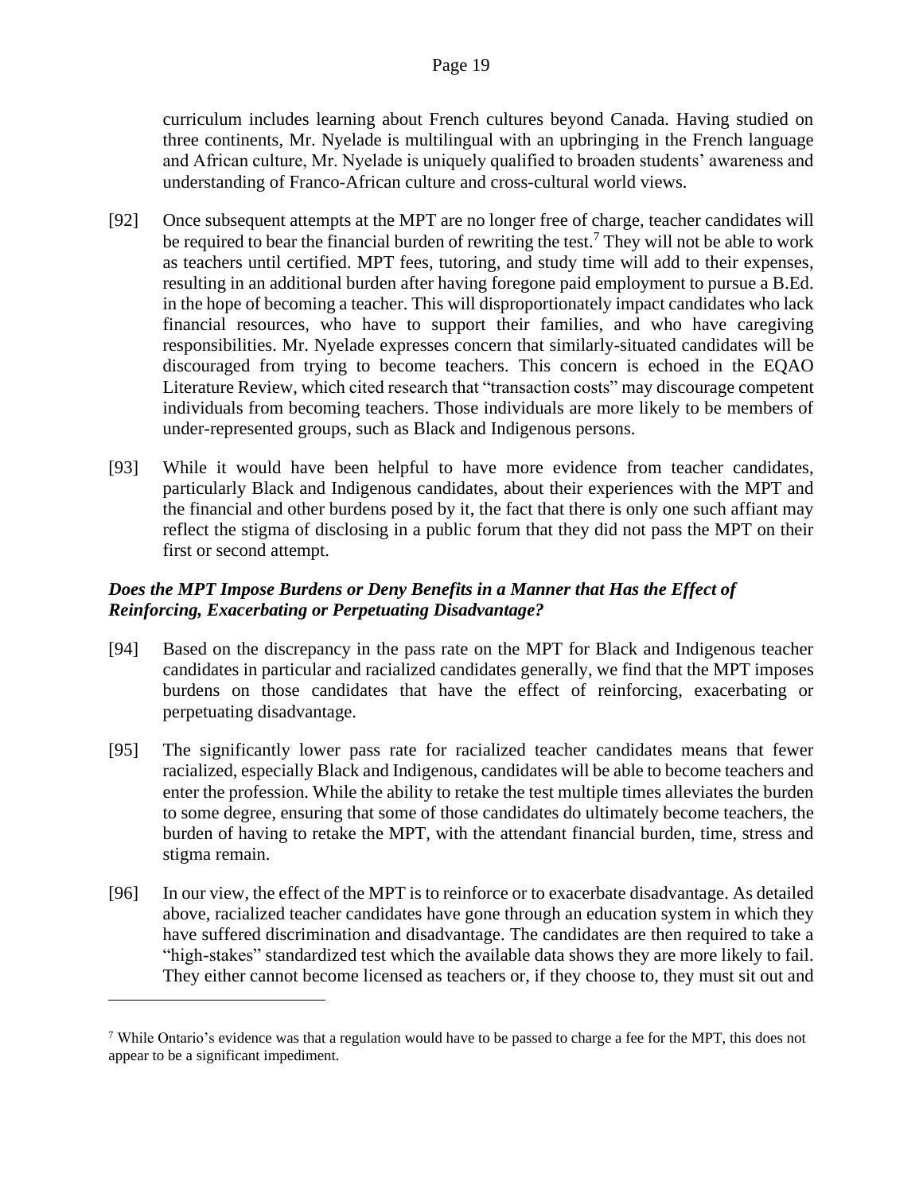curriculum includes learning about French cultures beyond Canada. Having studied on three continents, Mr. Nyelade is multilingual with an upbringing in the French language and African culture, Mr. Nyelade is uniquely qualified to broaden students' awareness and understanding of Franco-African culture and cross-cultural world views.

[92] Once subsequent attempts at the MPT are no longer free of charge, teacher candidates will be required to bear the financial burden of rewriting the test.[7] They will not be able to work as teachers until certified. MPT fees, tutoring, and study time will add to their expenses, resulting in an additional burden after having foregone paid employment to pursue a B.Ed. in the hope of becoming a teacher. This will disproportionately impact candidates who lack financial resources, who have to support their families, and who have caregiving responsibilities. Mr. Nyelade expresses concern that similarly-situated candidates will be discouraged from trying to become teachers. This concern is echoed in the EQAO Literature Review, which cited research that "transaction costs" may discourage competent individuals from becoming teachers. Those individuals are more likely to be members of under-represented groups, such as Black and Indigenous persons.

[93] While it would have been helpful to have more evidence from teacher candidates, particularly Black and Indigenous candidates, about their experiences with the MPT and the financial and other burdens posed by it, the fact that there is only one such affiant may reflect the stigma of disclosing in a public forum that they did not pass the MPT on their first or second attempt.

### *Does the MPT Impose Burdens or Deny Benefits in a Manner that Has the Effect of Reinforcing, Exacerbating or Perpetuating Disadvantage?*

[94] Based on the discrepancy in the pass rate on the MPT for Black and Indigenous teacher candidates in particular and racialized candidates generally, we find that the MPT imposes burdens on those candidates that have the effect of reinforcing, exacerbating or perpetuating disadvantage.

[95] The significantly lower pass rate for racialized teacher candidates means that fewer racialized, especially Black and Indigenous, candidates will be able to become teachers and enter the profession. While the ability to retake the test multiple times alleviates the burden to some degree, ensuring that some of those candidates do ultimately become teachers, the burden of having to retake the MPT, with the attendant financial burden, time, stress and stigma remain.

[96] In our view, the effect of the MPT is to reinforce or to exacerbate disadvantage. As detailed above, racialized teacher candidates have gone through an education system in which they have suffered discrimination and disadvantage. The candidates are then required to take a "high-stakes" standardized test which the available data shows they are more likely to fail. They either cannot become licensed as teachers or, if they choose to, they must sit out and

---

[7] While Ontario's evidence was that a regulation would have to be passed to charge a fee for the MPT, this does not appear to be a significant impediment.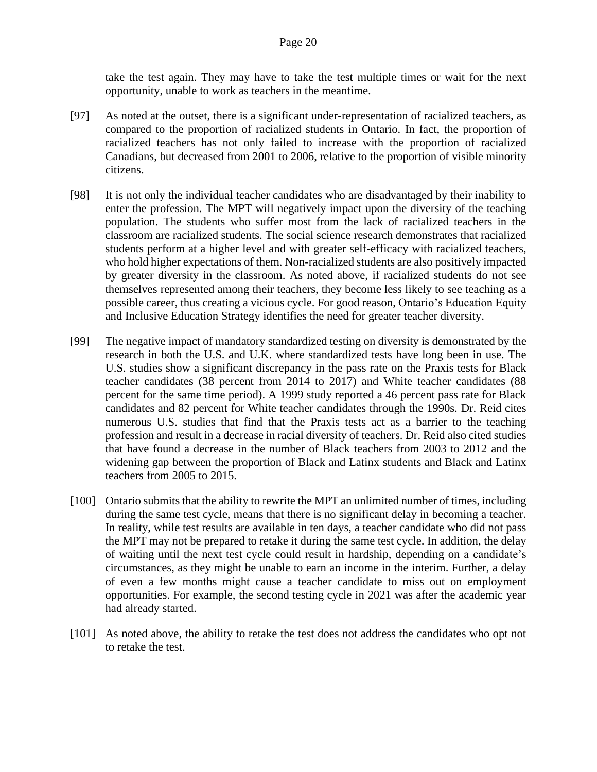take the test again. They may have to take the test multiple times or wait for the next opportunity, unable to work as teachers in the meantime.

[97] As noted at the outset, there is a significant under-representation of racialized teachers, as compared to the proportion of racialized students in Ontario. In fact, the proportion of racialized teachers has not only failed to increase with the proportion of racialized Canadians, but decreased from 2001 to 2006, relative to the proportion of visible minority citizens.

[98] It is not only the individual teacher candidates who are disadvantaged by their inability to enter the profession. The MPT will negatively impact upon the diversity of the teaching population. The students who suffer most from the lack of racialized teachers in the classroom are racialized students. The social science research demonstrates that racialized students perform at a higher level and with greater self-efficacy with racialized teachers, who hold higher expectations of them. Non-racialized students are also positively impacted by greater diversity in the classroom. As noted above, if racialized students do not see themselves represented among their teachers, they become less likely to see teaching as a possible career, thus creating a vicious cycle. For good reason, Ontario's Education Equity and Inclusive Education Strategy identifies the need for greater teacher diversity.

[99] The negative impact of mandatory standardized testing on diversity is demonstrated by the research in both the U.S. and U.K. where standardized tests have long been in use. The U.S. studies show a significant discrepancy in the pass rate on the Praxis tests for Black teacher candidates (38 percent from 2014 to 2017) and White teacher candidates (88 percent for the same time period). A 1999 study reported a 46 percent pass rate for Black candidates and 82 percent for White teacher candidates through the 1990s. Dr. Reid cites numerous U.S. studies that find that the Praxis tests act as a barrier to the teaching profession and result in a decrease in racial diversity of teachers. Dr. Reid also cited studies that have found a decrease in the number of Black teachers from 2003 to 2012 and the widening gap between the proportion of Black and Latinx students and Black and Latinx teachers from 2005 to 2015.

[100] Ontario submits that the ability to rewrite the MPT an unlimited number of times, including during the same test cycle, means that there is no significant delay in becoming a teacher. In reality, while test results are available in ten days, a teacher candidate who did not pass the MPT may not be prepared to retake it during the same test cycle. In addition, the delay of waiting until the next test cycle could result in hardship, depending on a candidate's circumstances, as they might be unable to earn an income in the interim. Further, a delay of even a few months might cause a teacher candidate to miss out on employment opportunities. For example, the second testing cycle in 2021 was after the academic year had already started.

[101] As noted above, the ability to retake the test does not address the candidates who opt not to retake the test.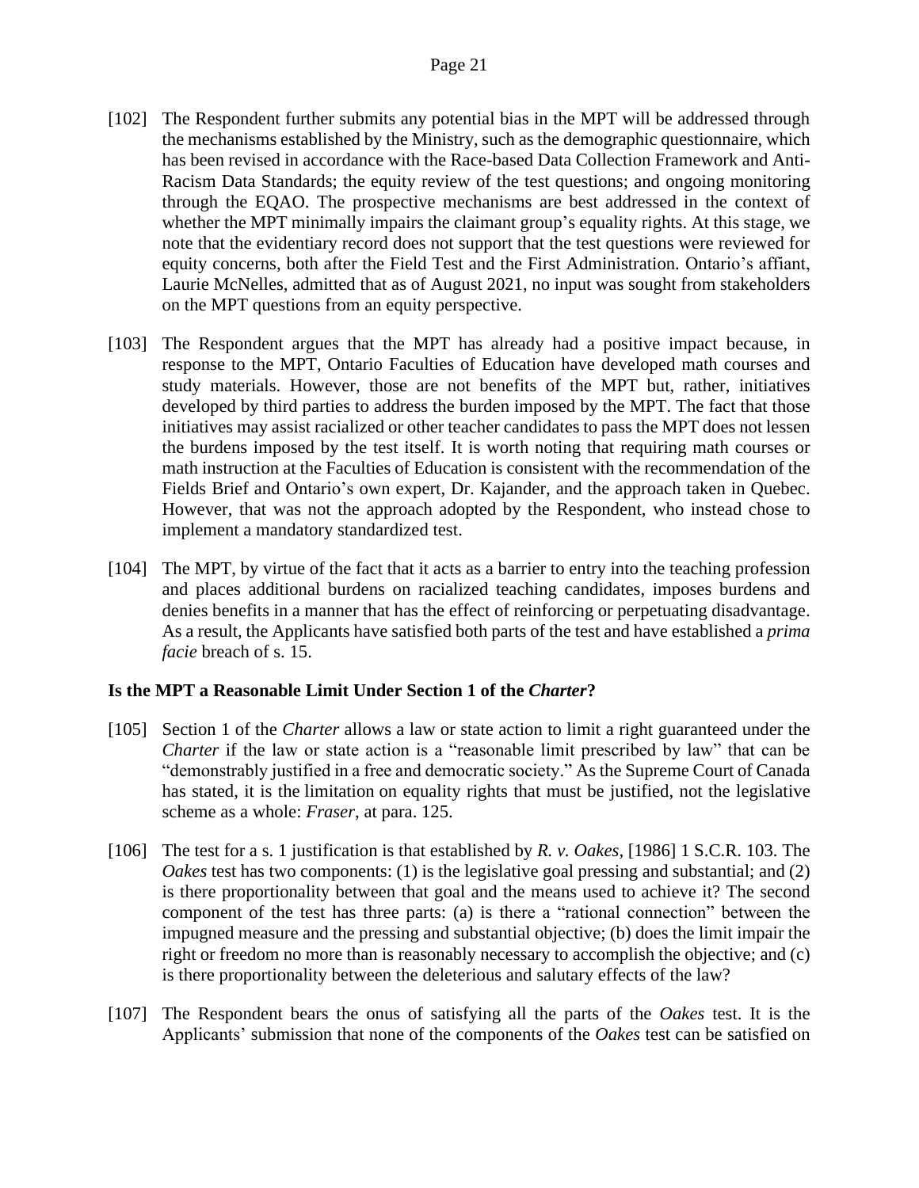[102] The Respondent further submits any potential bias in the MPT will be addressed through the mechanisms established by the Ministry, such as the demographic questionnaire, which has been revised in accordance with the Race-based Data Collection Framework and Anti-Racism Data Standards; the equity review of the test questions; and ongoing monitoring through the EQAO. The prospective mechanisms are best addressed in the context of whether the MPT minimally impairs the claimant group's equality rights. At this stage, we note that the evidentiary record does not support that the test questions were reviewed for equity concerns, both after the Field Test and the First Administration. Ontario's affiant, Laurie McNelles, admitted that as of August 2021, no input was sought from stakeholders on the MPT questions from an equity perspective.

[103] The Respondent argues that the MPT has already had a positive impact because, in response to the MPT, Ontario Faculties of Education have developed math courses and study materials. However, those are not benefits of the MPT but, rather, initiatives developed by third parties to address the burden imposed by the MPT. The fact that those initiatives may assist racialized or other teacher candidates to pass the MPT does not lessen the burdens imposed by the test itself. It is worth noting that requiring math courses or math instruction at the Faculties of Education is consistent with the recommendation of the Fields Brief and Ontario's own expert, Dr. Kajander, and the approach taken in Quebec. However, that was not the approach adopted by the Respondent, who instead chose to implement a mandatory standardized test.

[104] The MPT, by virtue of the fact that it acts as a barrier to entry into the teaching profession and places additional burdens on racialized teaching candidates, imposes burdens and denies benefits in a manner that has the effect of reinforcing or perpetuating disadvantage. As a result, the Applicants have satisfied both parts of the test and have established a *prima facie* breach of s. 15.

**Is the MPT a Reasonable Limit Under Section 1 of the *Charter*?**

[105] Section 1 of the *Charter* allows a law or state action to limit a right guaranteed under the *Charter* if the law or state action is a "reasonable limit prescribed by law" that can be "demonstrably justified in a free and democratic society." As the Supreme Court of Canada has stated, it is the limitation on equality rights that must be justified, not the legislative scheme as a whole: *Fraser*, at para. 125.

[106] The test for a s. 1 justification is that established by *R. v. Oakes,* [1986] 1 S.C.R. 103. The *Oakes* test has two components: (1) is the legislative goal pressing and substantial; and (2) is there proportionality between that goal and the means used to achieve it? The second component of the test has three parts: (a) is there a "rational connection" between the impugned measure and the pressing and substantial objective; (b) does the limit impair the right or freedom no more than is reasonably necessary to accomplish the objective; and (c) is there proportionality between the deleterious and salutary effects of the law?

[107] The Respondent bears the onus of satisfying all the parts of the *Oakes* test. It is the Applicants' submission that none of the components of the *Oakes* test can be satisfied on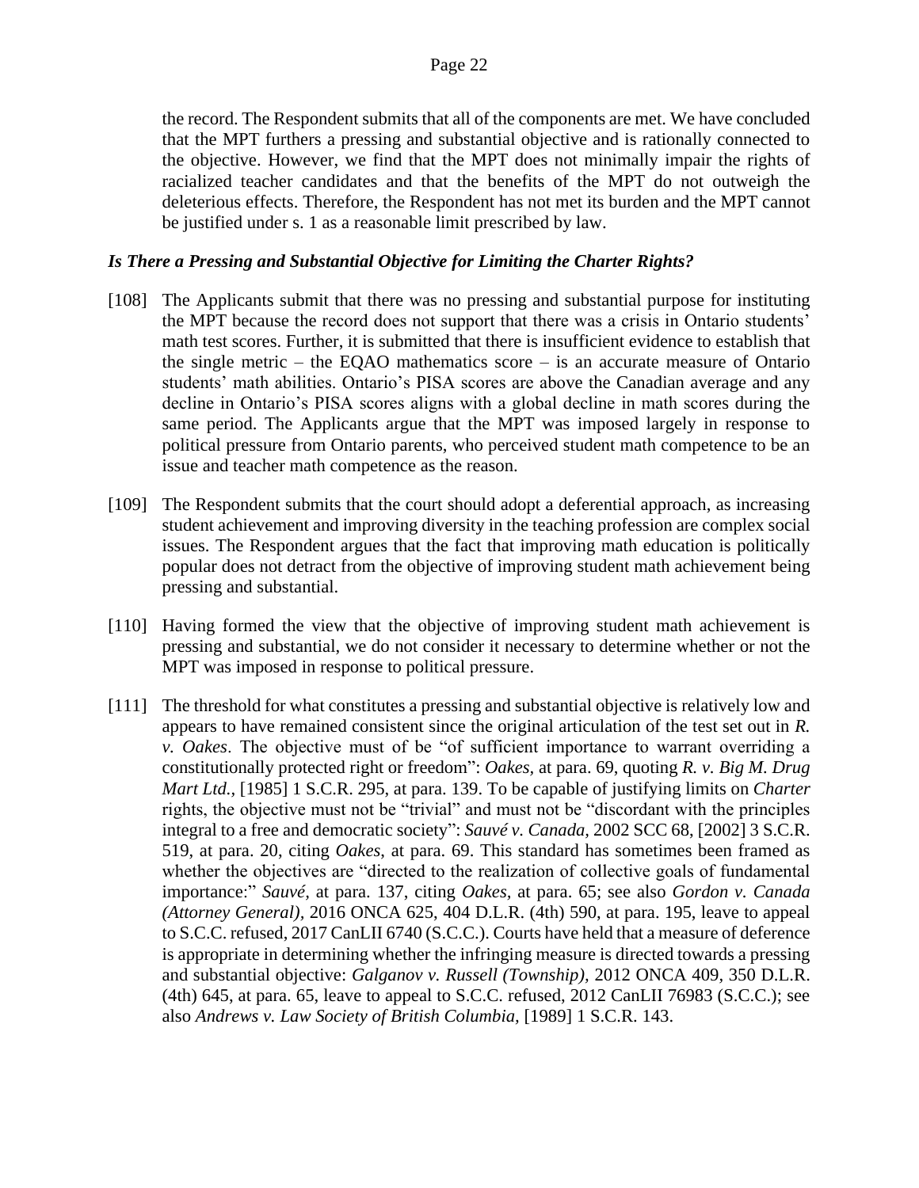the record. The Respondent submits that all of the components are met. We have concluded that the MPT furthers a pressing and substantial objective and is rationally connected to the objective. However, we find that the MPT does not minimally impair the rights of racialized teacher candidates and that the benefits of the MPT do not outweigh the deleterious effects. Therefore, the Respondent has not met its burden and the MPT cannot be justified under s. 1 as a reasonable limit prescribed by law.

### *Is There a Pressing and Substantial Objective for Limiting the Charter Rights?*

[108] The Applicants submit that there was no pressing and substantial purpose for instituting the MPT because the record does not support that there was a crisis in Ontario students' math test scores. Further, it is submitted that there is insufficient evidence to establish that the single metric – the EQAO mathematics score – is an accurate measure of Ontario students' math abilities. Ontario's PISA scores are above the Canadian average and any decline in Ontario's PISA scores aligns with a global decline in math scores during the same period. The Applicants argue that the MPT was imposed largely in response to political pressure from Ontario parents, who perceived student math competence to be an issue and teacher math competence as the reason.

[109] The Respondent submits that the court should adopt a deferential approach, as increasing student achievement and improving diversity in the teaching profession are complex social issues. The Respondent argues that the fact that improving math education is politically popular does not detract from the objective of improving student math achievement being pressing and substantial.

[110] Having formed the view that the objective of improving student math achievement is pressing and substantial, we do not consider it necessary to determine whether or not the MPT was imposed in response to political pressure.

[111] The threshold for what constitutes a pressing and substantial objective is relatively low and appears to have remained consistent since the original articulation of the test set out in *R. v. Oakes*. The objective must of be "of sufficient importance to warrant overriding a constitutionally protected right or freedom": *Oakes,* at para. 69, quoting *R. v. Big M. Drug Mart Ltd.,* [1985] 1 S.C.R. 295, at para. 139. To be capable of justifying limits on *Charter* rights, the objective must not be "trivial" and must not be "discordant with the principles integral to a free and democratic society": *Sauvé v. Canada*, 2002 SCC 68, [2002] 3 S.C.R. 519, at para. 20, citing *Oakes*, at para. 69. This standard has sometimes been framed as whether the objectives are "directed to the realization of collective goals of fundamental importance:" *Sauvé,* at para. 137, citing *Oakes*, at para. 65; see also *Gordon v. Canada (Attorney General),* 2016 ONCA 625, 404 D.L.R. (4th) 590, at para. 195, leave to appeal to S.C.C. refused, 2017 CanLII 6740 (S.C.C.). Courts have held that a measure of deference is appropriate in determining whether the infringing measure is directed towards a pressing and substantial objective: *Galganov v. Russell (Township)*, 2012 ONCA 409, 350 D.L.R. (4th) 645, at para. 65, leave to appeal to S.C.C. refused, 2012 CanLII 76983 (S.C.C.); see also *Andrews v. Law Society of British Columbia,* [1989] 1 S.C.R. 143.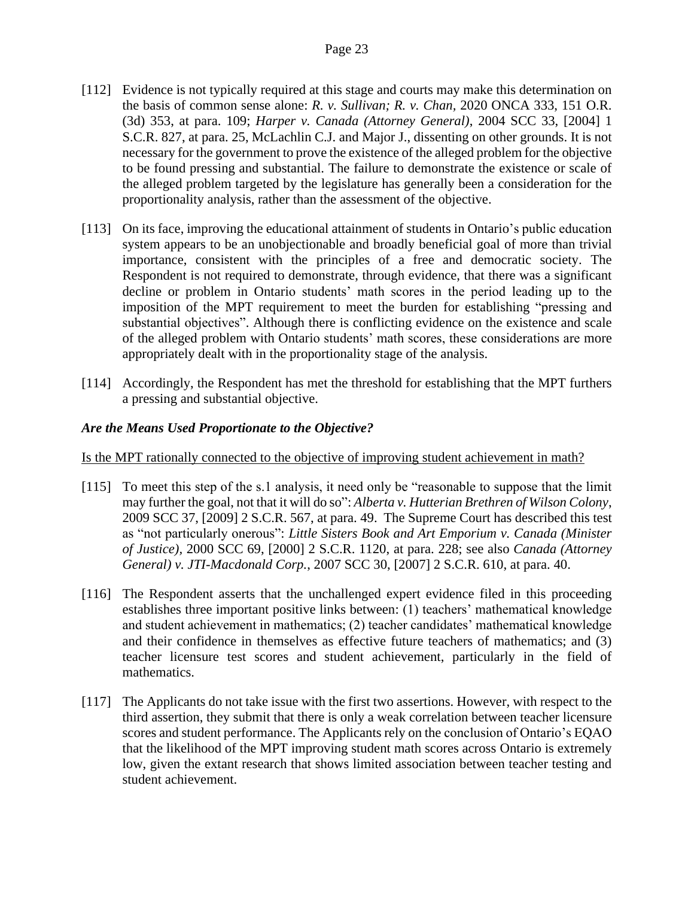[112] Evidence is not typically required at this stage and courts may make this determination on the basis of common sense alone: *R. v. Sullivan; R. v. Chan*, 2020 ONCA 333, 151 O.R. (3d) 353, at para. 109; *Harper v. Canada (Attorney General)*, 2004 SCC 33, [2004] 1 S.C.R. 827, at para. 25, McLachlin C.J. and Major J., dissenting on other grounds. It is not necessary for the government to prove the existence of the alleged problem for the objective to be found pressing and substantial. The failure to demonstrate the existence or scale of the alleged problem targeted by the legislature has generally been a consideration for the proportionality analysis, rather than the assessment of the objective.

[113] On its face, improving the educational attainment of students in Ontario's public education system appears to be an unobjectionable and broadly beneficial goal of more than trivial importance, consistent with the principles of a free and democratic society. The Respondent is not required to demonstrate, through evidence, that there was a significant decline or problem in Ontario students' math scores in the period leading up to the imposition of the MPT requirement to meet the burden for establishing "pressing and substantial objectives". Although there is conflicting evidence on the existence and scale of the alleged problem with Ontario students' math scores, these considerations are more appropriately dealt with in the proportionality stage of the analysis.

[114] Accordingly, the Respondent has met the threshold for establishing that the MPT furthers a pressing and substantial objective.

### ***Are the Means Used Proportionate to the Objective?***

<u>Is the MPT rationally connected to the objective of improving student achievement in math?</u>

[115] To meet this step of the s.1 analysis, it need only be "reasonable to suppose that the limit may further the goal, not that it will do so": *Alberta v. Hutterian Brethren of Wilson Colony*, 2009 SCC 37, [2009] 2 S.C.R. 567, at para. 49. The Supreme Court has described this test as "not particularly onerous": *Little Sisters Book and Art Emporium v. Canada (Minister of Justice),* 2000 SCC 69, [2000] 2 S.C.R. 1120, at para. 228; see also *Canada (Attorney General) v. JTI-Macdonald Corp.*, 2007 SCC 30, [2007] 2 S.C.R. 610, at para. 40.

[116] The Respondent asserts that the unchallenged expert evidence filed in this proceeding establishes three important positive links between: (1) teachers' mathematical knowledge and student achievement in mathematics; (2) teacher candidates' mathematical knowledge and their confidence in themselves as effective future teachers of mathematics; and (3) teacher licensure test scores and student achievement, particularly in the field of mathematics.

[117] The Applicants do not take issue with the first two assertions. However, with respect to the third assertion, they submit that there is only a weak correlation between teacher licensure scores and student performance. The Applicants rely on the conclusion of Ontario's EQAO that the likelihood of the MPT improving student math scores across Ontario is extremely low, given the extant research that shows limited association between teacher testing and student achievement.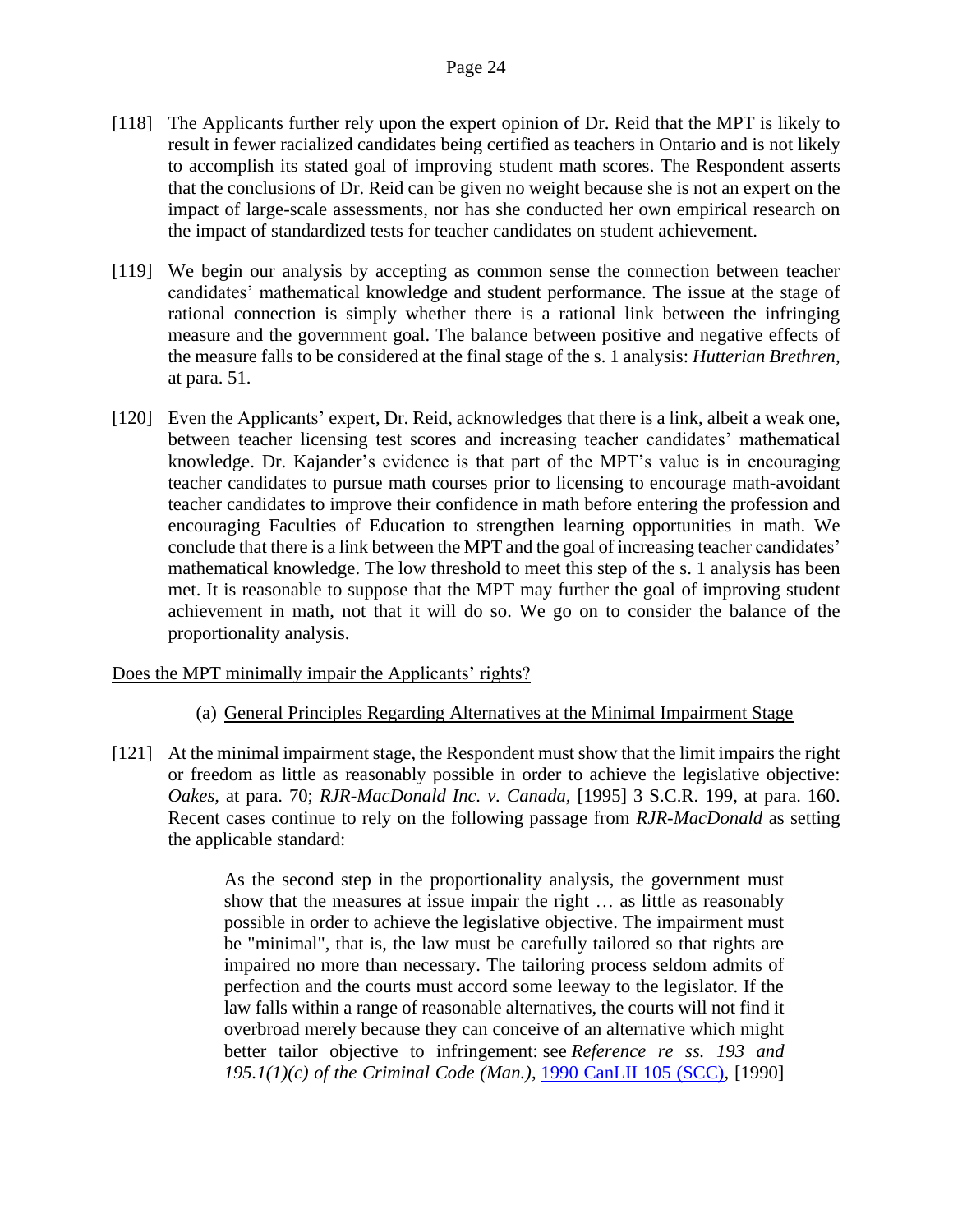[118] The Applicants further rely upon the expert opinion of Dr. Reid that the MPT is likely to result in fewer racialized candidates being certified as teachers in Ontario and is not likely to accomplish its stated goal of improving student math scores. The Respondent asserts that the conclusions of Dr. Reid can be given no weight because she is not an expert on the impact of large-scale assessments, nor has she conducted her own empirical research on the impact of standardized tests for teacher candidates on student achievement.

[119] We begin our analysis by accepting as common sense the connection between teacher candidates' mathematical knowledge and student performance. The issue at the stage of rational connection is simply whether there is a rational link between the infringing measure and the government goal. The balance between positive and negative effects of the measure falls to be considered at the final stage of the s. 1 analysis: *Hutterian Brethren*, at para. 51.

[120] Even the Applicants' expert, Dr. Reid, acknowledges that there is a link, albeit a weak one, between teacher licensing test scores and increasing teacher candidates' mathematical knowledge. Dr. Kajander's evidence is that part of the MPT's value is in encouraging teacher candidates to pursue math courses prior to licensing to encourage math-avoidant teacher candidates to improve their confidence in math before entering the profession and encouraging Faculties of Education to strengthen learning opportunities in math. We conclude that there is a link between the MPT and the goal of increasing teacher candidates' mathematical knowledge. The low threshold to meet this step of the s. 1 analysis has been met. It is reasonable to suppose that the MPT may further the goal of improving student achievement in math, not that it will do so. We go on to consider the balance of the proportionality analysis.

<u>Does the MPT minimally impair the Applicants' rights?</u>

(a) <u>General Principles Regarding Alternatives at the Minimal Impairment Stage</u>

[121] At the minimal impairment stage, the Respondent must show that the limit impairs the right or freedom as little as reasonably possible in order to achieve the legislative objective: *Oakes*, at para. 70; *RJR-MacDonald Inc. v. Canada*, [1995] 3 S.C.R. 199, at para. 160. Recent cases continue to rely on the following passage from *RJR-MacDonald* as setting the applicable standard:

> As the second step in the proportionality analysis, the government must show that the measures at issue impair the right … as little as reasonably possible in order to achieve the legislative objective. The impairment must be "minimal", that is, the law must be carefully tailored so that rights are impaired no more than necessary. The tailoring process seldom admits of perfection and the courts must accord some leeway to the legislator. If the law falls within a range of reasonable alternatives, the courts will not find it overbroad merely because they can conceive of an alternative which might better tailor objective to infringement: see *Reference re ss. 193 and 195.1(1)(c) of the Criminal Code (Man.)*, 1990 CanLII 105 (SCC), [1990]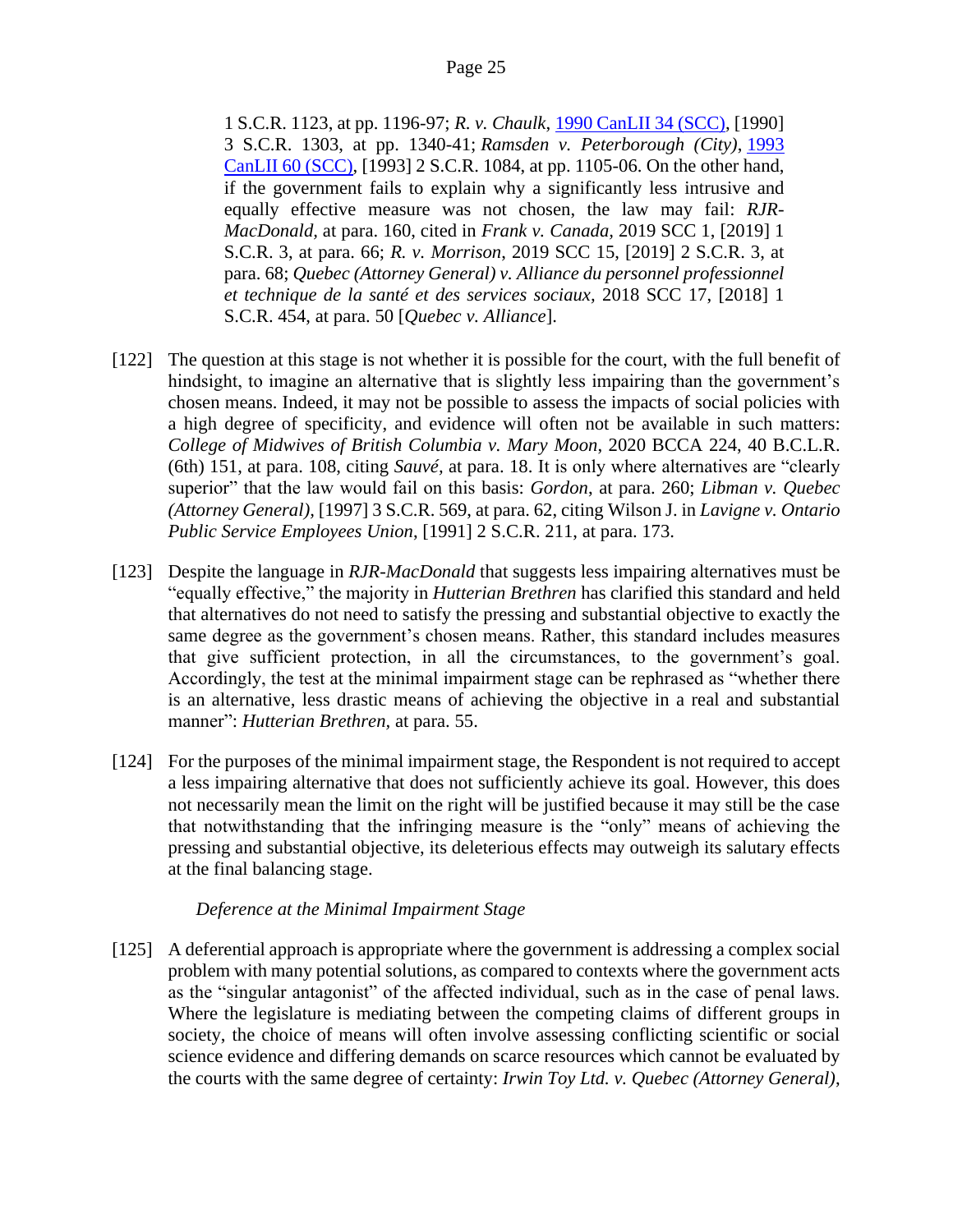> 1 S.C.R. 1123, at pp. 1196-97; *R. v. Chaulk*, 1990 CanLII 34 (SCC), [1990] 3 S.C.R. 1303, at pp. 1340-41; *Ramsden v. Peterborough (City)*, 1993 CanLII 60 (SCC), [1993] 2 S.C.R. 1084, at pp. 1105-06. On the other hand, if the government fails to explain why a significantly less intrusive and equally effective measure was not chosen, the law may fail: *RJR-MacDonald*, at para. 160, cited in *Frank v. Canada*, 2019 SCC 1, [2019] 1 S.C.R. 3, at para. 66; *R. v. Morrison*, 2019 SCC 15, [2019] 2 S.C.R. 3, at para. 68; *Quebec (Attorney General) v. Alliance du personnel professionnel et technique de la santé et des services sociaux*, 2018 SCC 17, [2018] 1 S.C.R. 454, at para. 50 [*Quebec v. Alliance*].

[122] The question at this stage is not whether it is possible for the court, with the full benefit of hindsight, to imagine an alternative that is slightly less impairing than the government's chosen means. Indeed, it may not be possible to assess the impacts of social policies with a high degree of specificity, and evidence will often not be available in such matters: *College of Midwives of British Columbia v. Mary Moon*, 2020 BCCA 224, 40 B.C.L.R. (6th) 151, at para. 108, citing *Sauvé*, at para. 18. It is only where alternatives are "clearly superior" that the law would fail on this basis: *Gordon*, at para. 260; *Libman v. Quebec (Attorney General)*, [1997] 3 S.C.R. 569, at para. 62, citing Wilson J. in *Lavigne v. Ontario Public Service Employees Union*, [1991] 2 S.C.R. 211, at para. 173.

[123] Despite the language in *RJR-MacDonald* that suggests less impairing alternatives must be "equally effective," the majority in *Hutterian Brethren* has clarified this standard and held that alternatives do not need to satisfy the pressing and substantial objective to exactly the same degree as the government's chosen means. Rather, this standard includes measures that give sufficient protection, in all the circumstances, to the government's goal. Accordingly, the test at the minimal impairment stage can be rephrased as "whether there is an alternative, less drastic means of achieving the objective in a real and substantial manner": *Hutterian Brethren*, at para. 55.

[124] For the purposes of the minimal impairment stage, the Respondent is not required to accept a less impairing alternative that does not sufficiently achieve its goal. However, this does not necessarily mean the limit on the right will be justified because it may still be the case that notwithstanding that the infringing measure is the "only" means of achieving the pressing and substantial objective, its deleterious effects may outweigh its salutary effects at the final balancing stage.

*Deference at the Minimal Impairment Stage*

[125] A deferential approach is appropriate where the government is addressing a complex social problem with many potential solutions, as compared to contexts where the government acts as the "singular antagonist" of the affected individual, such as in the case of penal laws. Where the legislature is mediating between the competing claims of different groups in society, the choice of means will often involve assessing conflicting scientific or social science evidence and differing demands on scarce resources which cannot be evaluated by the courts with the same degree of certainty: *Irwin Toy Ltd. v. Quebec (Attorney General)*,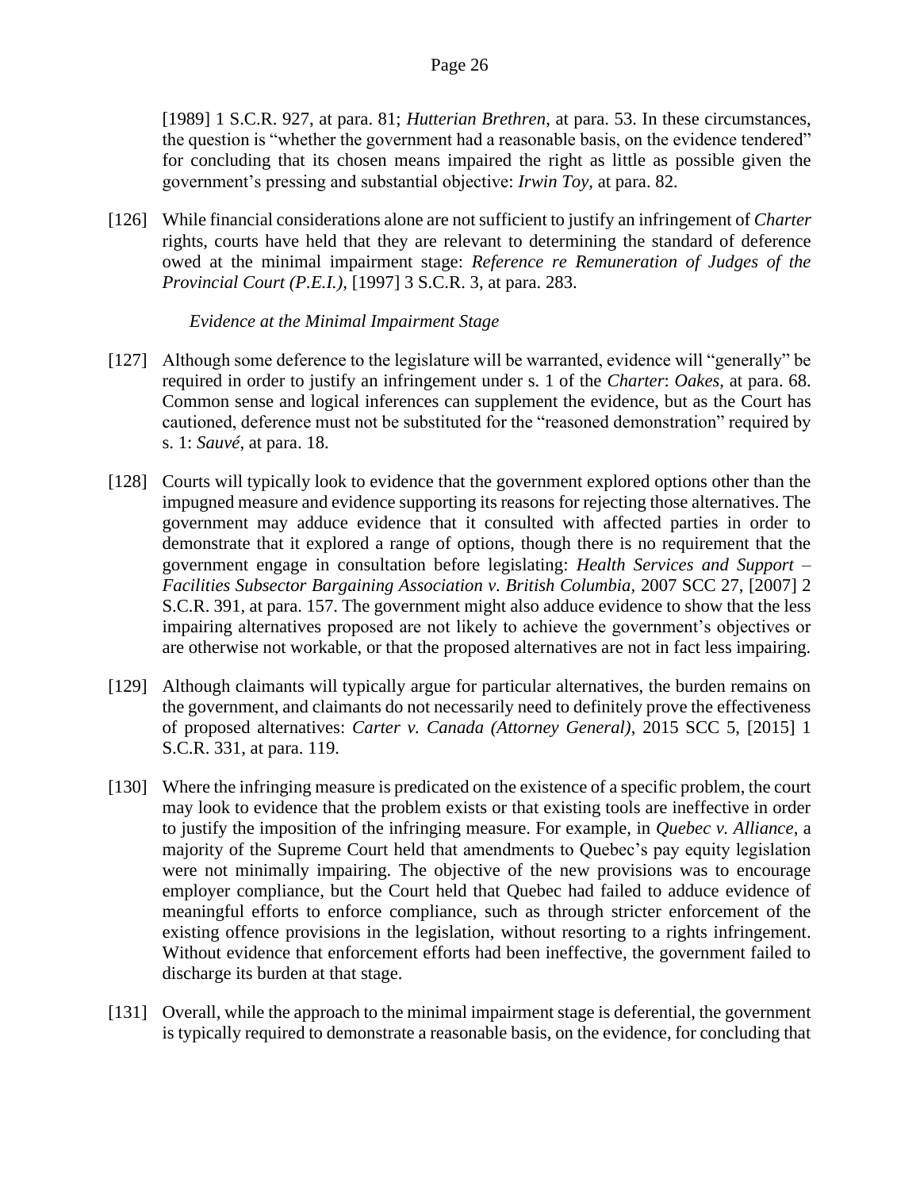[1989] 1 S.C.R. 927, at para. 81; *Hutterian Brethren*, at para. 53. In these circumstances, the question is "whether the government had a reasonable basis, on the evidence tendered" for concluding that its chosen means impaired the right as little as possible given the government's pressing and substantial objective: *Irwin Toy*, at para. 82.

[126] While financial considerations alone are not sufficient to justify an infringement of *Charter* rights, courts have held that they are relevant to determining the standard of deference owed at the minimal impairment stage: *Reference re Remuneration of Judges of the Provincial Court (P.E.I.)*, [1997] 3 S.C.R. 3, at para. 283.

*Evidence at the Minimal Impairment Stage*

[127] Although some deference to the legislature will be warranted, evidence will "generally" be required in order to justify an infringement under s. 1 of the *Charter*: *Oakes*, at para. 68. Common sense and logical inferences can supplement the evidence, but as the Court has cautioned, deference must not be substituted for the "reasoned demonstration" required by s. 1: *Sauvé*, at para. 18.

[128] Courts will typically look to evidence that the government explored options other than the impugned measure and evidence supporting its reasons for rejecting those alternatives. The government may adduce evidence that it consulted with affected parties in order to demonstrate that it explored a range of options, though there is no requirement that the government engage in consultation before legislating: *Health Services and Support – Facilities Subsector Bargaining Association v. British Columbia*, 2007 SCC 27, [2007] 2 S.C.R. 391, at para. 157. The government might also adduce evidence to show that the less impairing alternatives proposed are not likely to achieve the government's objectives or are otherwise not workable, or that the proposed alternatives are not in fact less impairing.

[129] Although claimants will typically argue for particular alternatives, the burden remains on the government, and claimants do not necessarily need to definitely prove the effectiveness of proposed alternatives: *Carter v. Canada (Attorney General)*, 2015 SCC 5, [2015] 1 S.C.R. 331, at para. 119.

[130] Where the infringing measure is predicated on the existence of a specific problem, the court may look to evidence that the problem exists or that existing tools are ineffective in order to justify the imposition of the infringing measure. For example, in *Quebec v. Alliance*, a majority of the Supreme Court held that amendments to Quebec's pay equity legislation were not minimally impairing. The objective of the new provisions was to encourage employer compliance, but the Court held that Quebec had failed to adduce evidence of meaningful efforts to enforce compliance, such as through stricter enforcement of the existing offence provisions in the legislation, without resorting to a rights infringement. Without evidence that enforcement efforts had been ineffective, the government failed to discharge its burden at that stage.

[131] Overall, while the approach to the minimal impairment stage is deferential, the government is typically required to demonstrate a reasonable basis, on the evidence, for concluding that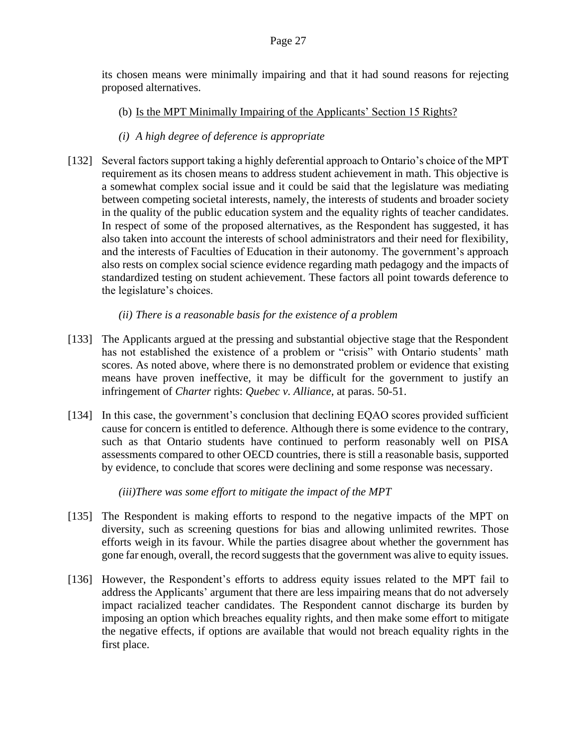its chosen means were minimally impairing and that it had sound reasons for rejecting proposed alternatives.

(b) <u>Is the MPT Minimally Impairing of the Applicants' Section 15 Rights?</u>

*(i) A high degree of deference is appropriate*

[132] Several factors support taking a highly deferential approach to Ontario's choice of the MPT requirement as its chosen means to address student achievement in math. This objective is a somewhat complex social issue and it could be said that the legislature was mediating between competing societal interests, namely, the interests of students and broader society in the quality of the public education system and the equality rights of teacher candidates. In respect of some of the proposed alternatives, as the Respondent has suggested, it has also taken into account the interests of school administrators and their need for flexibility, and the interests of Faculties of Education in their autonomy. The government's approach also rests on complex social science evidence regarding math pedagogy and the impacts of standardized testing on student achievement. These factors all point towards deference to the legislature's choices.

*(ii) There is a reasonable basis for the existence of a problem*

[133] The Applicants argued at the pressing and substantial objective stage that the Respondent has not established the existence of a problem or "crisis" with Ontario students' math scores. As noted above, where there is no demonstrated problem or evidence that existing means have proven ineffective, it may be difficult for the government to justify an infringement of *Charter* rights: *Quebec v. Alliance*, at paras. 50-51.

[134] In this case, the government's conclusion that declining EQAO scores provided sufficient cause for concern is entitled to deference. Although there is some evidence to the contrary, such as that Ontario students have continued to perform reasonably well on PISA assessments compared to other OECD countries, there is still a reasonable basis, supported by evidence, to conclude that scores were declining and some response was necessary.

*(iii)There was some effort to mitigate the impact of the MPT*

[135] The Respondent is making efforts to respond to the negative impacts of the MPT on diversity, such as screening questions for bias and allowing unlimited rewrites. Those efforts weigh in its favour. While the parties disagree about whether the government has gone far enough, overall, the record suggests that the government was alive to equity issues.

[136] However, the Respondent's efforts to address equity issues related to the MPT fail to address the Applicants' argument that there are less impairing means that do not adversely impact racialized teacher candidates. The Respondent cannot discharge its burden by imposing an option which breaches equality rights, and then make some effort to mitigate the negative effects, if options are available that would not breach equality rights in the first place.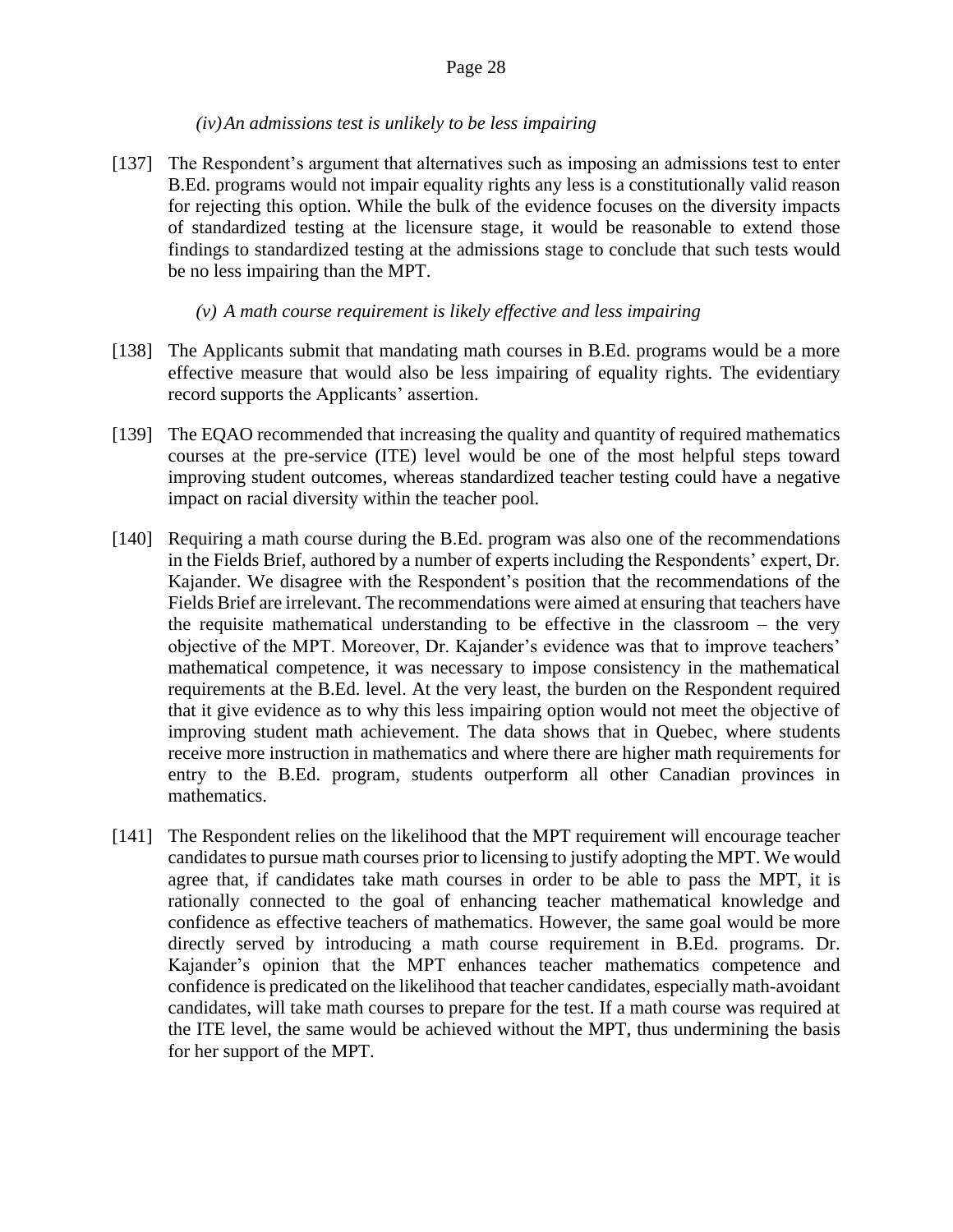*(iv) An admissions test is unlikely to be less impairing*

[137] The Respondent's argument that alternatives such as imposing an admissions test to enter B.Ed. programs would not impair equality rights any less is a constitutionally valid reason for rejecting this option. While the bulk of the evidence focuses on the diversity impacts of standardized testing at the licensure stage, it would be reasonable to extend those findings to standardized testing at the admissions stage to conclude that such tests would be no less impairing than the MPT.

*(v) A math course requirement is likely effective and less impairing*

[138] The Applicants submit that mandating math courses in B.Ed. programs would be a more effective measure that would also be less impairing of equality rights. The evidentiary record supports the Applicants' assertion.

[139] The EQAO recommended that increasing the quality and quantity of required mathematics courses at the pre-service (ITE) level would be one of the most helpful steps toward improving student outcomes, whereas standardized teacher testing could have a negative impact on racial diversity within the teacher pool.

[140] Requiring a math course during the B.Ed. program was also one of the recommendations in the Fields Brief, authored by a number of experts including the Respondents' expert, Dr. Kajander. We disagree with the Respondent's position that the recommendations of the Fields Brief are irrelevant. The recommendations were aimed at ensuring that teachers have the requisite mathematical understanding to be effective in the classroom – the very objective of the MPT. Moreover, Dr. Kajander's evidence was that to improve teachers' mathematical competence, it was necessary to impose consistency in the mathematical requirements at the B.Ed. level. At the very least, the burden on the Respondent required that it give evidence as to why this less impairing option would not meet the objective of improving student math achievement. The data shows that in Quebec, where students receive more instruction in mathematics and where there are higher math requirements for entry to the B.Ed. program, students outperform all other Canadian provinces in mathematics.

[141] The Respondent relies on the likelihood that the MPT requirement will encourage teacher candidates to pursue math courses prior to licensing to justify adopting the MPT. We would agree that, if candidates take math courses in order to be able to pass the MPT, it is rationally connected to the goal of enhancing teacher mathematical knowledge and confidence as effective teachers of mathematics. However, the same goal would be more directly served by introducing a math course requirement in B.Ed. programs. Dr. Kajander's opinion that the MPT enhances teacher mathematics competence and confidence is predicated on the likelihood that teacher candidates, especially math-avoidant candidates, will take math courses to prepare for the test. If a math course was required at the ITE level, the same would be achieved without the MPT, thus undermining the basis for her support of the MPT.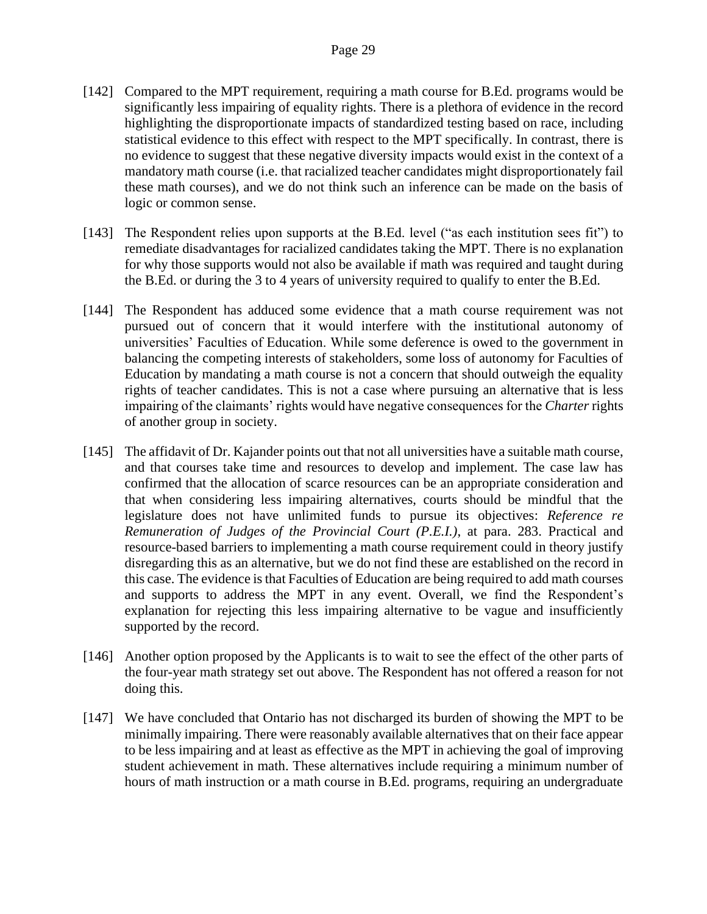[142] Compared to the MPT requirement, requiring a math course for B.Ed. programs would be significantly less impairing of equality rights. There is a plethora of evidence in the record highlighting the disproportionate impacts of standardized testing based on race, including statistical evidence to this effect with respect to the MPT specifically. In contrast, there is no evidence to suggest that these negative diversity impacts would exist in the context of a mandatory math course (i.e. that racialized teacher candidates might disproportionately fail these math courses), and we do not think such an inference can be made on the basis of logic or common sense.

[143] The Respondent relies upon supports at the B.Ed. level ("as each institution sees fit") to remediate disadvantages for racialized candidates taking the MPT. There is no explanation for why those supports would not also be available if math was required and taught during the B.Ed. or during the 3 to 4 years of university required to qualify to enter the B.Ed.

[144] The Respondent has adduced some evidence that a math course requirement was not pursued out of concern that it would interfere with the institutional autonomy of universities' Faculties of Education. While some deference is owed to the government in balancing the competing interests of stakeholders, some loss of autonomy for Faculties of Education by mandating a math course is not a concern that should outweigh the equality rights of teacher candidates. This is not a case where pursuing an alternative that is less impairing of the claimants' rights would have negative consequences for the *Charter* rights of another group in society.

[145] The affidavit of Dr. Kajander points out that not all universities have a suitable math course, and that courses take time and resources to develop and implement. The case law has confirmed that the allocation of scarce resources can be an appropriate consideration and that when considering less impairing alternatives, courts should be mindful that the legislature does not have unlimited funds to pursue its objectives: *Reference re Remuneration of Judges of the Provincial Court (P.E.I.)*, at para. 283. Practical and resource-based barriers to implementing a math course requirement could in theory justify disregarding this as an alternative, but we do not find these are established on the record in this case. The evidence is that Faculties of Education are being required to add math courses and supports to address the MPT in any event. Overall, we find the Respondent's explanation for rejecting this less impairing alternative to be vague and insufficiently supported by the record.

[146] Another option proposed by the Applicants is to wait to see the effect of the other parts of the four-year math strategy set out above. The Respondent has not offered a reason for not doing this.

[147] We have concluded that Ontario has not discharged its burden of showing the MPT to be minimally impairing. There were reasonably available alternatives that on their face appear to be less impairing and at least as effective as the MPT in achieving the goal of improving student achievement in math. These alternatives include requiring a minimum number of hours of math instruction or a math course in B.Ed. programs, requiring an undergraduate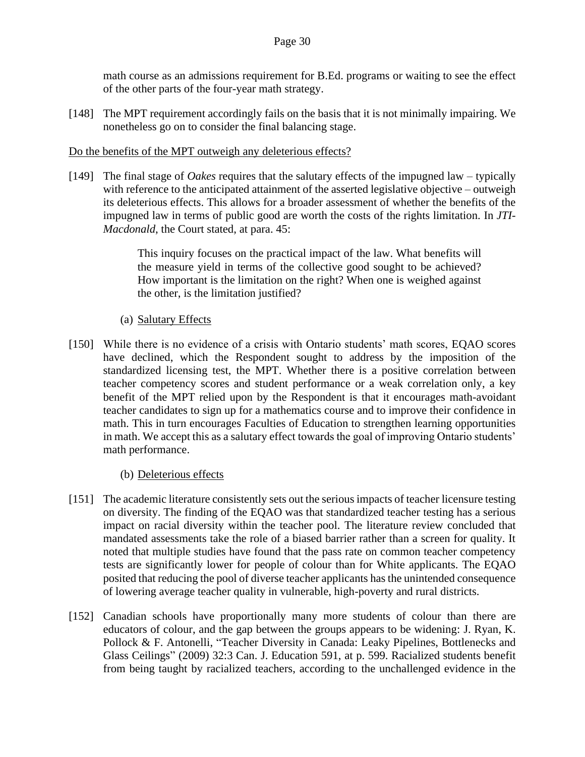math course as an admissions requirement for B.Ed. programs or waiting to see the effect of the other parts of the four-year math strategy.

[148] The MPT requirement accordingly fails on the basis that it is not minimally impairing. We nonetheless go on to consider the final balancing stage.

Do the benefits of the MPT outweigh any deleterious effects?

[149] The final stage of *Oakes* requires that the salutary effects of the impugned law – typically with reference to the anticipated attainment of the asserted legislative objective – outweigh its deleterious effects. This allows for a broader assessment of whether the benefits of the impugned law in terms of public good are worth the costs of the rights limitation. In *JTI-Macdonald*, the Court stated, at para. 45:

> This inquiry focuses on the practical impact of the law. What benefits will the measure yield in terms of the collective good sought to be achieved? How important is the limitation on the right? When one is weighed against the other, is the limitation justified?

(a) Salutary Effects

[150] While there is no evidence of a crisis with Ontario students' math scores, EQAO scores have declined, which the Respondent sought to address by the imposition of the standardized licensing test, the MPT. Whether there is a positive correlation between teacher competency scores and student performance or a weak correlation only, a key benefit of the MPT relied upon by the Respondent is that it encourages math-avoidant teacher candidates to sign up for a mathematics course and to improve their confidence in math. This in turn encourages Faculties of Education to strengthen learning opportunities in math. We accept this as a salutary effect towards the goal of improving Ontario students' math performance.

(b) Deleterious effects

[151] The academic literature consistently sets out the serious impacts of teacher licensure testing on diversity. The finding of the EQAO was that standardized teacher testing has a serious impact on racial diversity within the teacher pool. The literature review concluded that mandated assessments take the role of a biased barrier rather than a screen for quality. It noted that multiple studies have found that the pass rate on common teacher competency tests are significantly lower for people of colour than for White applicants. The EQAO posited that reducing the pool of diverse teacher applicants has the unintended consequence of lowering average teacher quality in vulnerable, high-poverty and rural districts.

[152] Canadian schools have proportionally many more students of colour than there are educators of colour, and the gap between the groups appears to be widening: J. Ryan, K. Pollock & F. Antonelli, "Teacher Diversity in Canada: Leaky Pipelines, Bottlenecks and Glass Ceilings" (2009) 32:3 Can. J. Education 591, at p. 599. Racialized students benefit from being taught by racialized teachers, according to the unchallenged evidence in the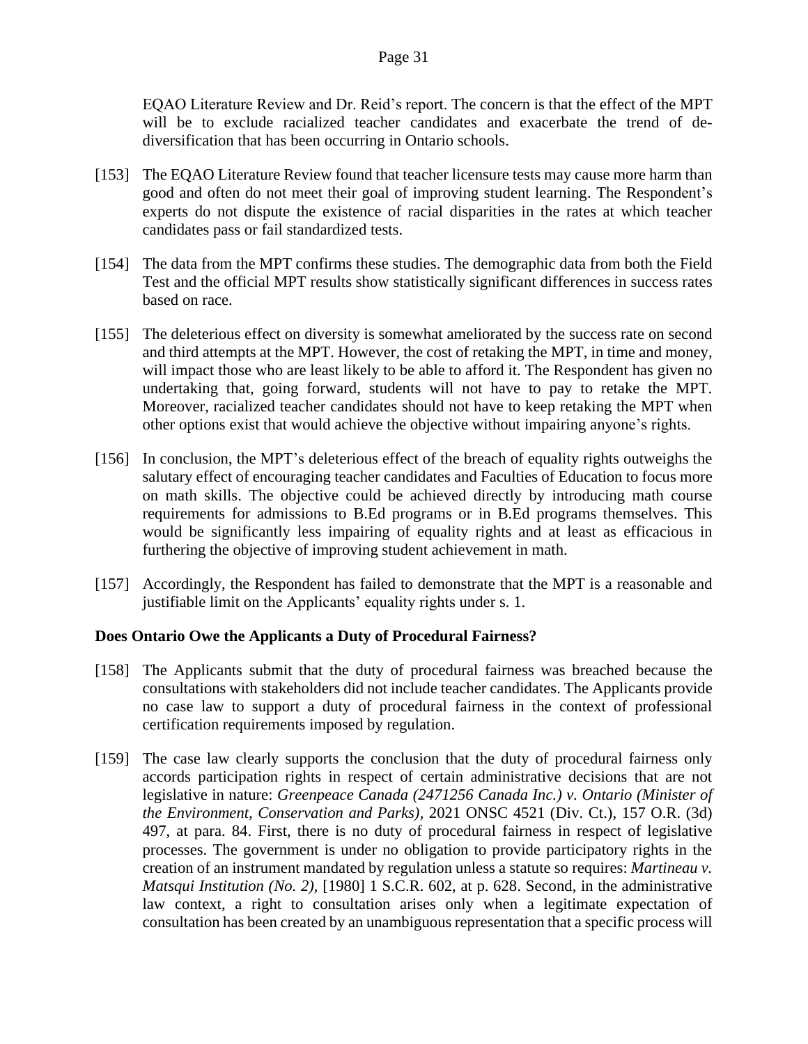EQAO Literature Review and Dr. Reid's report. The concern is that the effect of the MPT will be to exclude racialized teacher candidates and exacerbate the trend of de-diversification that has been occurring in Ontario schools.

[153] The EQAO Literature Review found that teacher licensure tests may cause more harm than good and often do not meet their goal of improving student learning. The Respondent's experts do not dispute the existence of racial disparities in the rates at which teacher candidates pass or fail standardized tests.

[154] The data from the MPT confirms these studies. The demographic data from both the Field Test and the official MPT results show statistically significant differences in success rates based on race.

[155] The deleterious effect on diversity is somewhat ameliorated by the success rate on second and third attempts at the MPT. However, the cost of retaking the MPT, in time and money, will impact those who are least likely to be able to afford it. The Respondent has given no undertaking that, going forward, students will not have to pay to retake the MPT. Moreover, racialized teacher candidates should not have to keep retaking the MPT when other options exist that would achieve the objective without impairing anyone's rights.

[156] In conclusion, the MPT's deleterious effect of the breach of equality rights outweighs the salutary effect of encouraging teacher candidates and Faculties of Education to focus more on math skills. The objective could be achieved directly by introducing math course requirements for admissions to B.Ed programs or in B.Ed programs themselves. This would be significantly less impairing of equality rights and at least as efficacious in furthering the objective of improving student achievement in math.

[157] Accordingly, the Respondent has failed to demonstrate that the MPT is a reasonable and justifiable limit on the Applicants' equality rights under s. 1.

**Does Ontario Owe the Applicants a Duty of Procedural Fairness?**

[158] The Applicants submit that the duty of procedural fairness was breached because the consultations with stakeholders did not include teacher candidates. The Applicants provide no case law to support a duty of procedural fairness in the context of professional certification requirements imposed by regulation.

[159] The case law clearly supports the conclusion that the duty of procedural fairness only accords participation rights in respect of certain administrative decisions that are not legislative in nature: *Greenpeace Canada (2471256 Canada Inc.) v. Ontario (Minister of the Environment, Conservation and Parks)*, 2021 ONSC 4521 (Div. Ct.), 157 O.R. (3d) 497, at para. 84. First, there is no duty of procedural fairness in respect of legislative processes. The government is under no obligation to provide participatory rights in the creation of an instrument mandated by regulation unless a statute so requires: *Martineau v. Matsqui Institution (No. 2)*, [1980] 1 S.C.R. 602, at p. 628. Second, in the administrative law context, a right to consultation arises only when a legitimate expectation of consultation has been created by an unambiguous representation that a specific process will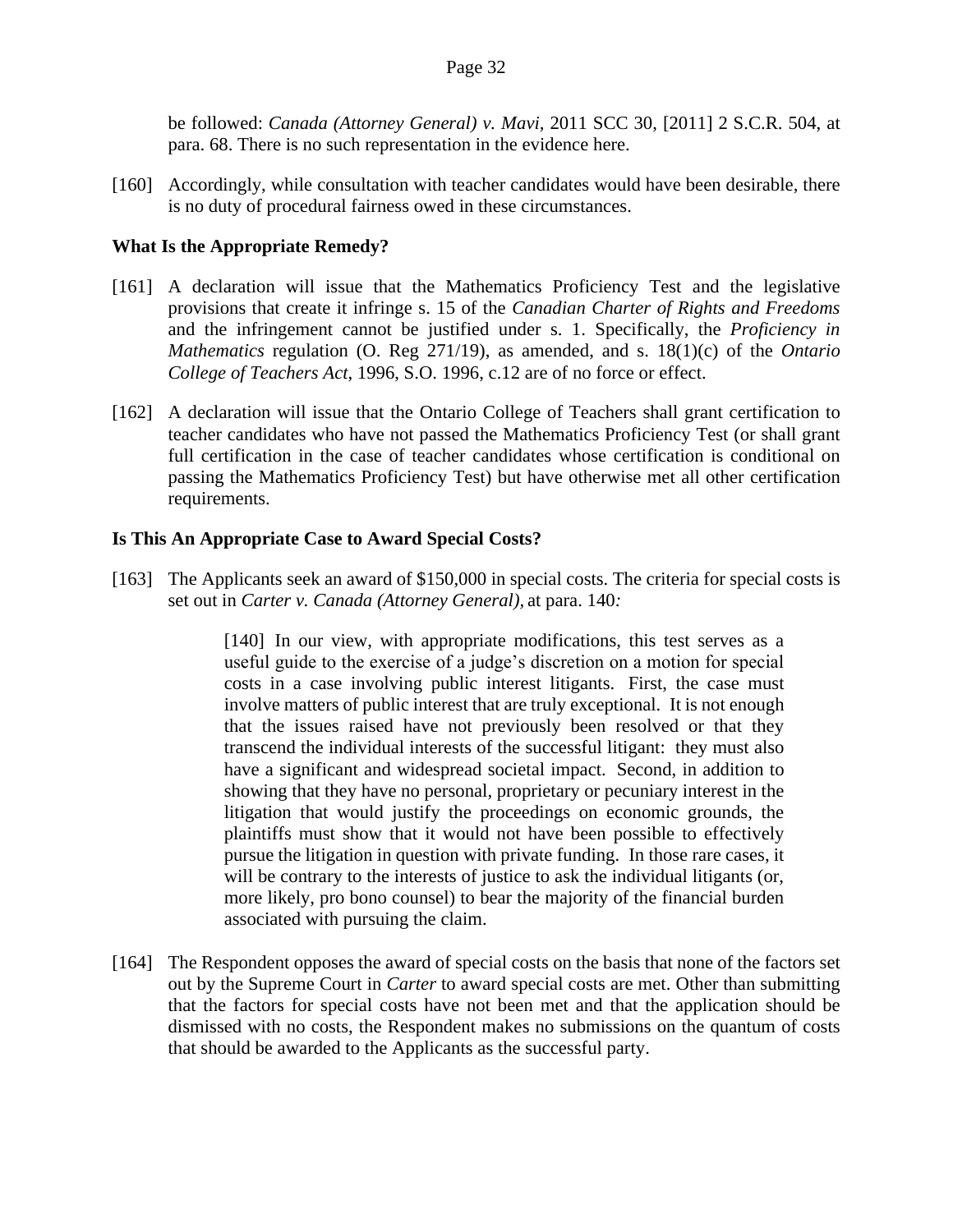be followed: *Canada (Attorney General) v. Mavi*, 2011 SCC 30, [2011] 2 S.C.R. 504, at para. 68. There is no such representation in the evidence here.

[160] Accordingly, while consultation with teacher candidates would have been desirable, there is no duty of procedural fairness owed in these circumstances.

**What Is the Appropriate Remedy?**

[161] A declaration will issue that the Mathematics Proficiency Test and the legislative provisions that create it infringe s. 15 of the *Canadian Charter of Rights and Freedoms* and the infringement cannot be justified under s. 1. Specifically, the *Proficiency in Mathematics* regulation (O. Reg 271/19), as amended, and s. 18(1)(c) of the *Ontario College of Teachers Act*, 1996, S.O. 1996, c.12 are of no force or effect.

[162] A declaration will issue that the Ontario College of Teachers shall grant certification to teacher candidates who have not passed the Mathematics Proficiency Test (or shall grant full certification in the case of teacher candidates whose certification is conditional on passing the Mathematics Proficiency Test) but have otherwise met all other certification requirements.

**Is This An Appropriate Case to Award Special Costs?**

[163] The Applicants seek an award of $150,000 in special costs. The criteria for special costs is set out in *Carter v. Canada (Attorney General),* at para. 140*:*

> [140] In our view, with appropriate modifications, this test serves as a useful guide to the exercise of a judge's discretion on a motion for special costs in a case involving public interest litigants. First, the case must involve matters of public interest that are truly exceptional. It is not enough that the issues raised have not previously been resolved or that they transcend the individual interests of the successful litigant: they must also have a significant and widespread societal impact. Second, in addition to showing that they have no personal, proprietary or pecuniary interest in the litigation that would justify the proceedings on economic grounds, the plaintiffs must show that it would not have been possible to effectively pursue the litigation in question with private funding. In those rare cases, it will be contrary to the interests of justice to ask the individual litigants (or, more likely, pro bono counsel) to bear the majority of the financial burden associated with pursuing the claim.

[164] The Respondent opposes the award of special costs on the basis that none of the factors set out by the Supreme Court in *Carter* to award special costs are met. Other than submitting that the factors for special costs have not been met and that the application should be dismissed with no costs, the Respondent makes no submissions on the quantum of costs that should be awarded to the Applicants as the successful party.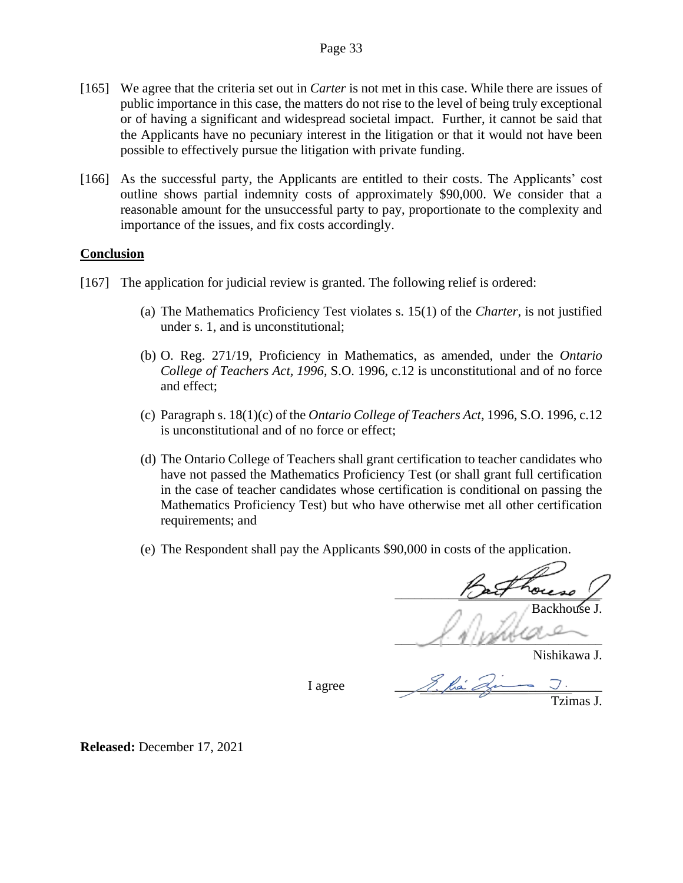[165] We agree that the criteria set out in *Carter* is not met in this case. While there are issues of public importance in this case, the matters do not rise to the level of being truly exceptional or of having a significant and widespread societal impact. Further, it cannot be said that the Applicants have no pecuniary interest in the litigation or that it would not have been possible to effectively pursue the litigation with private funding.

[166] As the successful party, the Applicants are entitled to their costs. The Applicants' cost outline shows partial indemnity costs of approximately $90,000. We consider that a reasonable amount for the unsuccessful party to pay, proportionate to the complexity and importance of the issues, and fix costs accordingly.

**Conclusion**

[167] The application for judicial review is granted. The following relief is ordered:

(a) The Mathematics Proficiency Test violates s. 15(1) of the *Charter*, is not justified under s. 1, and is unconstitutional;

(b) O. Reg. 271/19, Proficiency in Mathematics, as amended, under the *Ontario College of Teachers Act, 1996*, S.O. 1996, c.12 is unconstitutional and of no force and effect;

(c) Paragraph s. 18(1)(c) of the *Ontario College of Teachers Act*, 1996, S.O. 1996, c.12 is unconstitutional and of no force or effect;

(d) The Ontario College of Teachers shall grant certification to teacher candidates who have not passed the Mathematics Proficiency Test (or shall grant full certification in the case of teacher candidates whose certification is conditional on passing the Mathematics Proficiency Test) but who have otherwise met all other certification requirements; and

(e) The Respondent shall pay the Applicants $90,000 in costs of the application.

Backhouse J.

Nishikawa J.

I agree

Tzimas J.

**Released:** December 17, 2021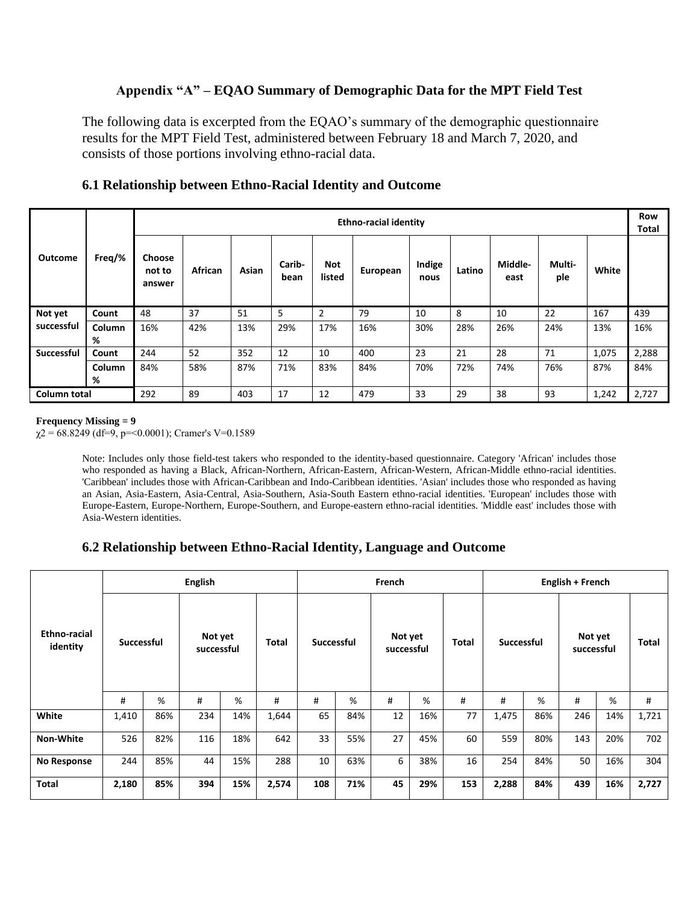### Appendix "A" – EQAO Summary of Demographic Data for the MPT Field Test

The following data is excerpted from the EQAO's summary of the demographic questionnaire results for the MPT Field Test, administered between February 18 and March 7, 2020, and consists of those portions involving ethno-racial data.

## 6.1 Relationship between Ethno-Racial Identity and Outcome

| Outcome | Freq/% | Ethno-racial identity | | | | | | | | | | | Row Total |
|---|---|---|---|---|---|---|---|---|---|---|---|---|---|
| | | Choose not to answer | African | Asian | Carib-bean | Not listed | European | Indige nous | Latino | Middle-east | Multi-ple | White | |
| Not yet successful | Count | 48 | 37 | 51 | 5 | 2 | 79 | 10 | 8 | 10 | 22 | 167 | 439 |
| | Column % | 16% | 42% | 13% | 29% | 17% | 16% | 30% | 28% | 26% | 24% | 13% | 16% |
| Successful | Count | 244 | 52 | 352 | 12 | 10 | 400 | 23 | 21 | 28 | 71 | 1,075 | 2,288 |
| | Column % | 84% | 58% | 87% | 71% | 83% | 84% | 70% | 72% | 74% | 76% | 87% | 84% |
| Column total | | 292 | 89 | 403 | 17 | 12 | 479 | 33 | 29 | 38 | 93 | 1,242 | 2,727 |

**Frequency Missing = 9**

$\chi 2$ = 68.8249 (df=9, p=<0.0001); Cramer's V=0.1589

Note: Includes only those field-test takers who responded to the identity-based questionnaire. Category 'African' includes those who responded as having a Black, African-Northern, African-Eastern, African-Western, African-Middle ethno-racial identities. 'Caribbean' includes those with African-Caribbean and Indo-Caribbean identities. 'Asian' includes those who responded as having an Asian, Asia-Eastern, Asia-Central, Asia-Southern, Asia-South Eastern ethno-racial identities. 'European' includes those with Europe-Eastern, Europe-Northern, Europe-Southern, and Europe-eastern ethno-racial identities. 'Middle east' includes those with Asia-Western identities.

## 6.2 Relationship between Ethno-Racial Identity, Language and Outcome

| Ethno-racial identity | English | | | | | French | | | | | English + French | | | | |
|---|---|---|---|---|---|---|---|---|---|---|---|---|---|---|---|
| | Successful | | Not yet successful | | Total | Successful | | Not yet successful | | Total | Successful | | Not yet successful | | Total |
| | # | % | # | % | # | # | % | # | % | # | # | % | # | % | # |
| **White** | 1,410 | 86% | 234 | 14% | 1,644 | 65 | 84% | 12 | 16% | 77 | 1,475 | 86% | 246 | 14% | 1,721 |
| **Non-White** | 526 | 82% | 116 | 18% | 642 | 33 | 55% | 27 | 45% | 60 | 559 | 80% | 143 | 20% | 702 |
| **No Response** | 244 | 85% | 44 | 15% | 288 | 10 | 63% | 6 | 38% | 16 | 254 | 84% | 50 | 16% | 304 |
| **Total** | **2,180** | **85%** | **394** | **15%** | **2,574** | **108** | **71%** | **45** | **29%** | **153** | **2,288** | **84%** | **439** | **16%** | **2,727** |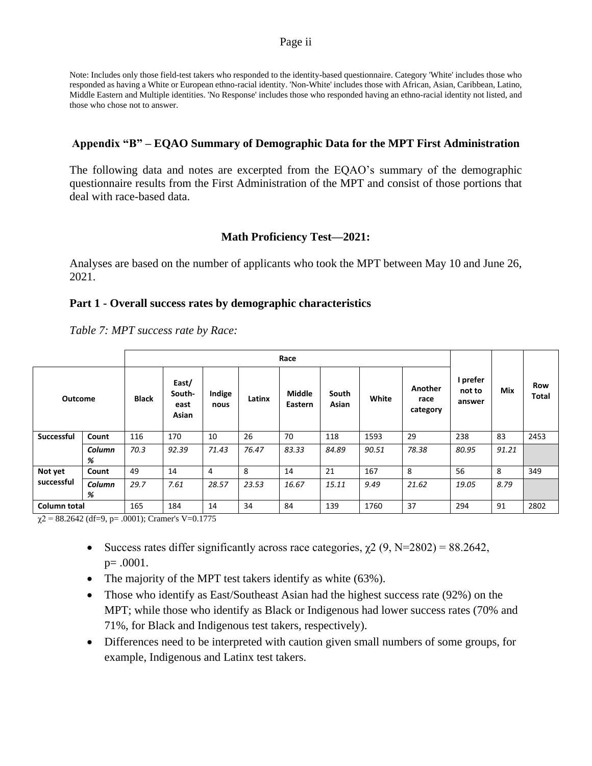Note: Includes only those field-test takers who responded to the identity-based questionnaire. Category 'White' includes those who responded as having a White or European ethno-racial identity. 'Non-White' includes those with African, Asian, Caribbean, Latino, Middle Eastern and Multiple identities. 'No Response' includes those who responded having an ethno-racial identity not listed, and those who chose not to answer.

## Appendix "B" – EQAO Summary of Demographic Data for the MPT First Administration

The following data and notes are excerpted from the EQAO's summary of the demographic questionnaire results from the First Administration of the MPT and consist of those portions that deal with race-based data.

### Math Proficiency Test—2021:

Analyses are based on the number of applicants who took the MPT between May 10 and June 26, 2021.

### Part 1 - Overall success rates by demographic characteristics

*Table 7: MPT success rate by Race:*

| Outcome | | Race | | | | | | | | I prefer not to answer | Mix | Row Total |
|---|---|---|---|---|---|---|---|---|---|---|---|---|
| | | Black | East/ South-east Asian | Indigenous | Latinx | Middle Eastern | South Asian | White | Another race category | | | |
| Successful | Count | 116 | 170 | 10 | 26 | 70 | 118 | 1593 | 29 | 238 | 83 | 2453 |
| | *Column %* | *70.3* | *92.39* | *71.43* | *76.47* | *83.33* | *84.89* | *90.51* | *78.38* | *80.95* | *91.21* | |
| Not yet successful | Count | 49 | 14 | 4 | 8 | 14 | 21 | 167 | 8 | 56 | 8 | 349 |
| | *Column %* | *29.7* | *7.61* | *28.57* | *23.53* | *16.67* | *15.11* | *9.49* | *21.62* | *19.05* | *8.79* | |
| Column total | | 165 | 184 | 14 | 34 | 84 | 139 | 1760 | 37 | 294 | 91 | 2802 |

$\chi 2$ = 88.2642 (df=9, p= .0001); Cramer's V=0.1775

- Success rates differ significantly across race categories, $\chi 2$ (9, N=2802) = 88.2642, p= .0001.
- The majority of the MPT test takers identify as white (63%).
- Those who identify as East/Southeast Asian had the highest success rate (92%) on the MPT; while those who identify as Black or Indigenous had lower success rates (70% and 71%, for Black and Indigenous test takers, respectively).
- Differences need to be interpreted with caution given small numbers of some groups, for example, Indigenous and Latinx test takers.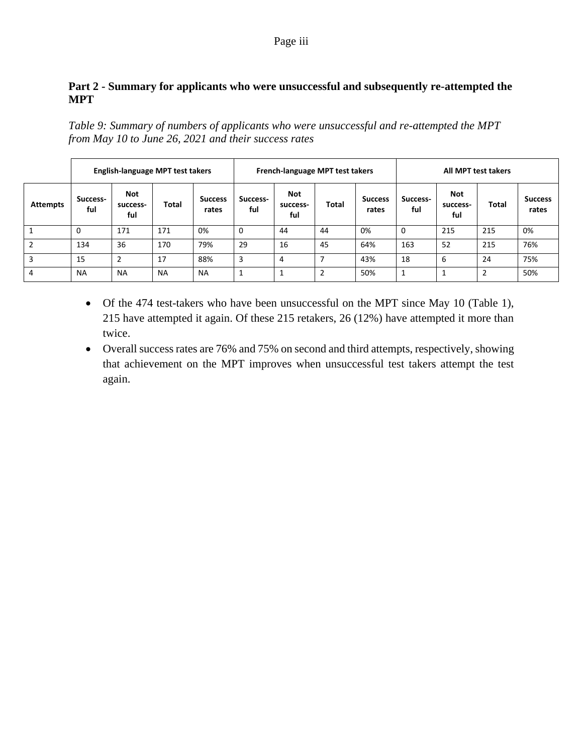### Part 2 - Summary for applicants who were unsuccessful and subsequently re-attempted the MPT

*Table 9: Summary of numbers of applicants who were unsuccessful and re-attempted the MPT from May 10 to June 26, 2021 and their success rates*

| | English-language MPT test takers | | | | French-language MPT test takers | | | | All MPT test takers | | | |
|---|---|---|---|---|---|---|---|---|---|---|---|---|
| **Attempts** | **Success-ful** | **Not success-ful** | **Total** | **Success rates** | **Success-ful** | **Not success-ful** | **Total** | **Success rates** | **Success-ful** | **Not success-ful** | **Total** | **Success rates** |
| 1 | 0 | 171 | 171 | 0% | 0 | 44 | 44 | 0% | 0 | 215 | 215 | 0% |
| 2 | 134 | 36 | 170 | 79% | 29 | 16 | 45 | 64% | 163 | 52 | 215 | 76% |
| 3 | 15 | 2 | 17 | 88% | 3 | 4 | 7 | 43% | 18 | 6 | 24 | 75% |
| 4 | NA | NA | NA | NA | 1 | 1 | 2 | 50% | 1 | 1 | 2 | 50% |

- Of the 474 test-takers who have been unsuccessful on the MPT since May 10 (Table 1), 215 have attempted it again. Of these 215 retakers, 26 (12%) have attempted it more than twice.
- Overall success rates are 76% and 75% on second and third attempts, respectively, showing that achievement on the MPT improves when unsuccessful test takers attempt the test again.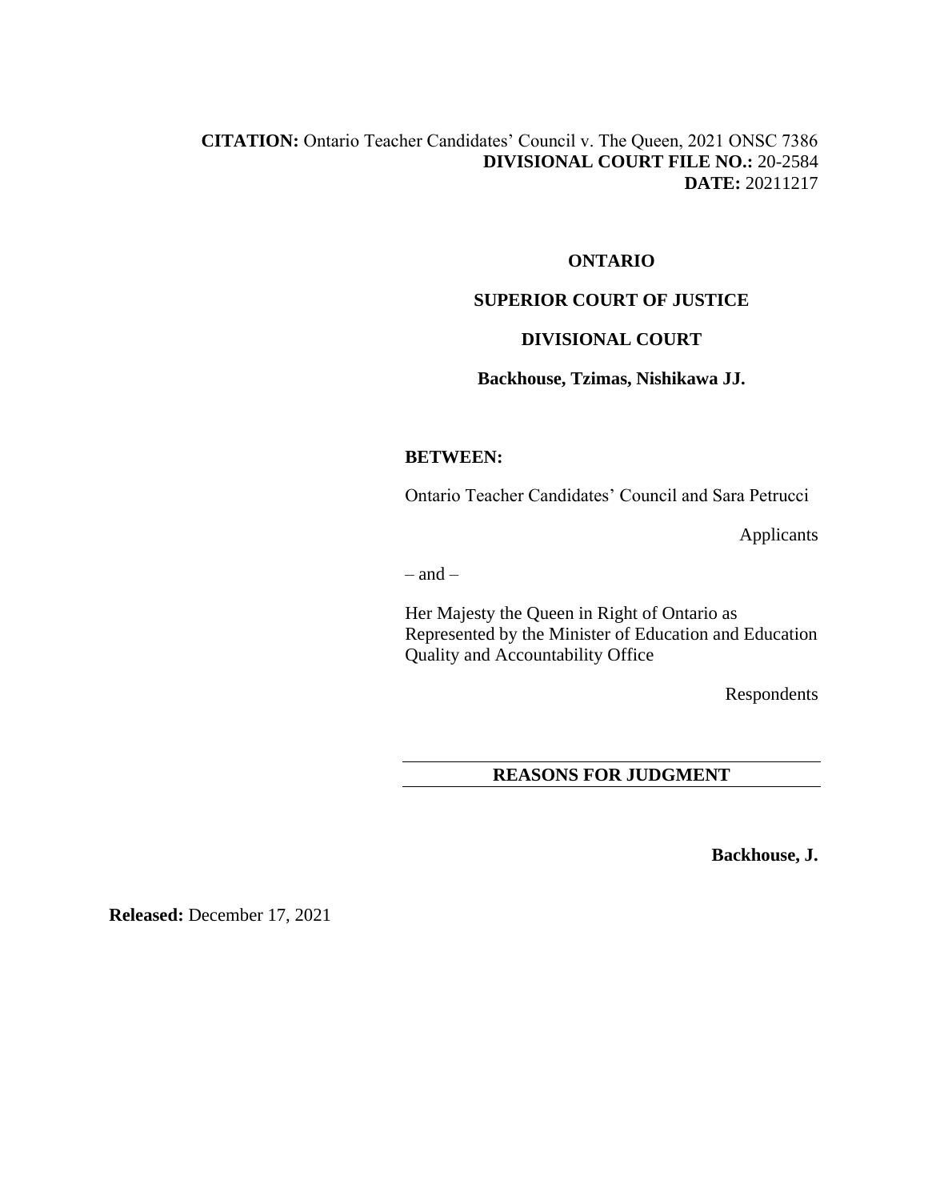**CITATION:** Ontario Teacher Candidates' Council v. The Queen, 2021 ONSC 7386
**DIVISIONAL COURT FILE NO.:** 20-2584
**DATE:** 20211217

**ONTARIO**

**SUPERIOR COURT OF JUSTICE**

**DIVISIONAL COURT**

**Backhouse, Tzimas, Nishikawa JJ.**

**BETWEEN:**

Ontario Teacher Candidates' Council and Sara Petrucci

Applicants

– and –

Her Majesty the Queen in Right of Ontario as Represented by the Minister of Education and Education Quality and Accountability Office

Respondents

**REASONS FOR JUDGMENT**

**Backhouse, J.**

**Released:** December 17, 2021